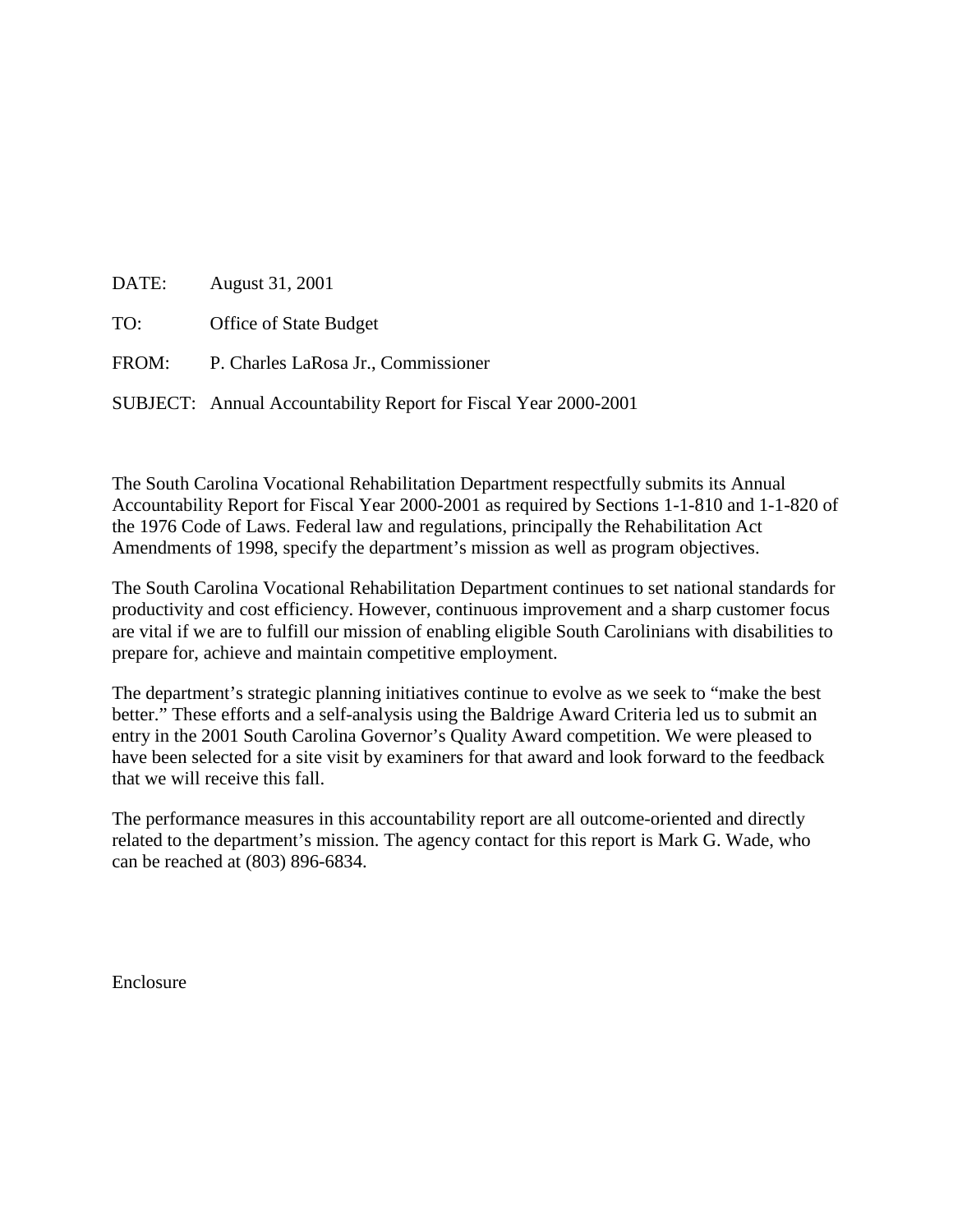DATE: August 31, 2001

TO: Office of State Budget

FROM: P. Charles LaRosa Jr., Commissioner

SUBJECT: Annual Accountability Report for Fiscal Year 2000-2001

The South Carolina Vocational Rehabilitation Department respectfully submits its Annual Accountability Report for Fiscal Year 2000-2001 as required by Sections 1-1-810 and 1-1-820 of the 1976 Code of Laws. Federal law and regulations, principally the Rehabilitation Act Amendments of 1998, specify the department's mission as well as program objectives.

The South Carolina Vocational Rehabilitation Department continues to set national standards for productivity and cost efficiency. However, continuous improvement and a sharp customer focus are vital if we are to fulfill our mission of enabling eligible South Carolinians with disabilities to prepare for, achieve and maintain competitive employment.

The department's strategic planning initiatives continue to evolve as we seek to "make the best better." These efforts and a self-analysis using the Baldrige Award Criteria led us to submit an entry in the 2001 South Carolina Governor's Quality Award competition. We were pleased to have been selected for a site visit by examiners for that award and look forward to the feedback that we will receive this fall.

The performance measures in this accountability report are all outcome-oriented and directly related to the department's mission. The agency contact for this report is Mark G. Wade, who can be reached at (803) 896-6834.

Enclosure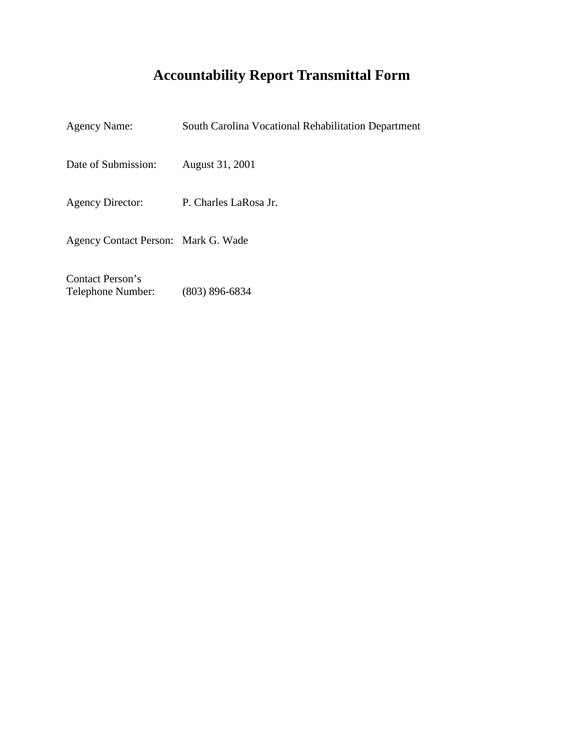# Accountability Report Transmittal Form

| | |
|---|---|
| Agency Name: | South Carolina Vocational Rehabilitation Department |
| Date of Submission: | August 31, 2001 |
| Agency Director: | P. Charles LaRosa Jr. |
| Agency Contact Person: | Mark G. Wade |
| Contact Person's Telephone Number: | (803) 896-6834 |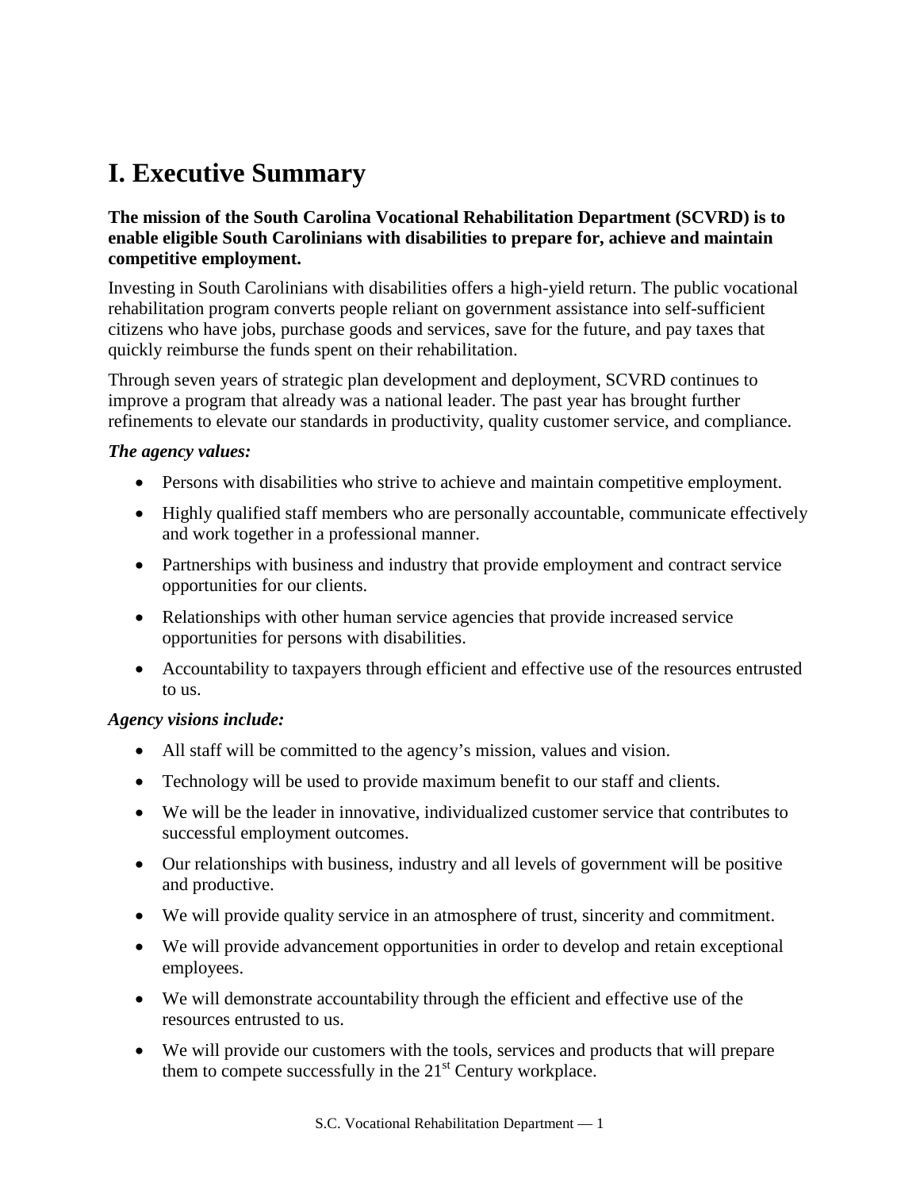# I. Executive Summary

**The mission of the South Carolina Vocational Rehabilitation Department (SCVRD) is to enable eligible South Carolinians with disabilities to prepare for, achieve and maintain competitive employment.**

Investing in South Carolinians with disabilities offers a high-yield return. The public vocational rehabilitation program converts people reliant on government assistance into self-sufficient citizens who have jobs, purchase goods and services, save for the future, and pay taxes that quickly reimburse the funds spent on their rehabilitation.

Through seven years of strategic plan development and deployment, SCVRD continues to improve a program that already was a national leader. The past year has brought further refinements to elevate our standards in productivity, quality customer service, and compliance.

***The agency values:***

- Persons with disabilities who strive to achieve and maintain competitive employment.
- Highly qualified staff members who are personally accountable, communicate effectively and work together in a professional manner.
- Partnerships with business and industry that provide employment and contract service opportunities for our clients.
- Relationships with other human service agencies that provide increased service opportunities for persons with disabilities.
- Accountability to taxpayers through efficient and effective use of the resources entrusted to us.

***Agency visions include:***

- All staff will be committed to the agency's mission, values and vision.
- Technology will be used to provide maximum benefit to our staff and clients.
- We will be the leader in innovative, individualized customer service that contributes to successful employment outcomes.
- Our relationships with business, industry and all levels of government will be positive and productive.
- We will provide quality service in an atmosphere of trust, sincerity and commitment.
- We will provide advancement opportunities in order to develop and retain exceptional employees.
- We will demonstrate accountability through the efficient and effective use of the resources entrusted to us.
- We will provide our customers with the tools, services and products that will prepare them to compete successfully in the 21st Century workplace.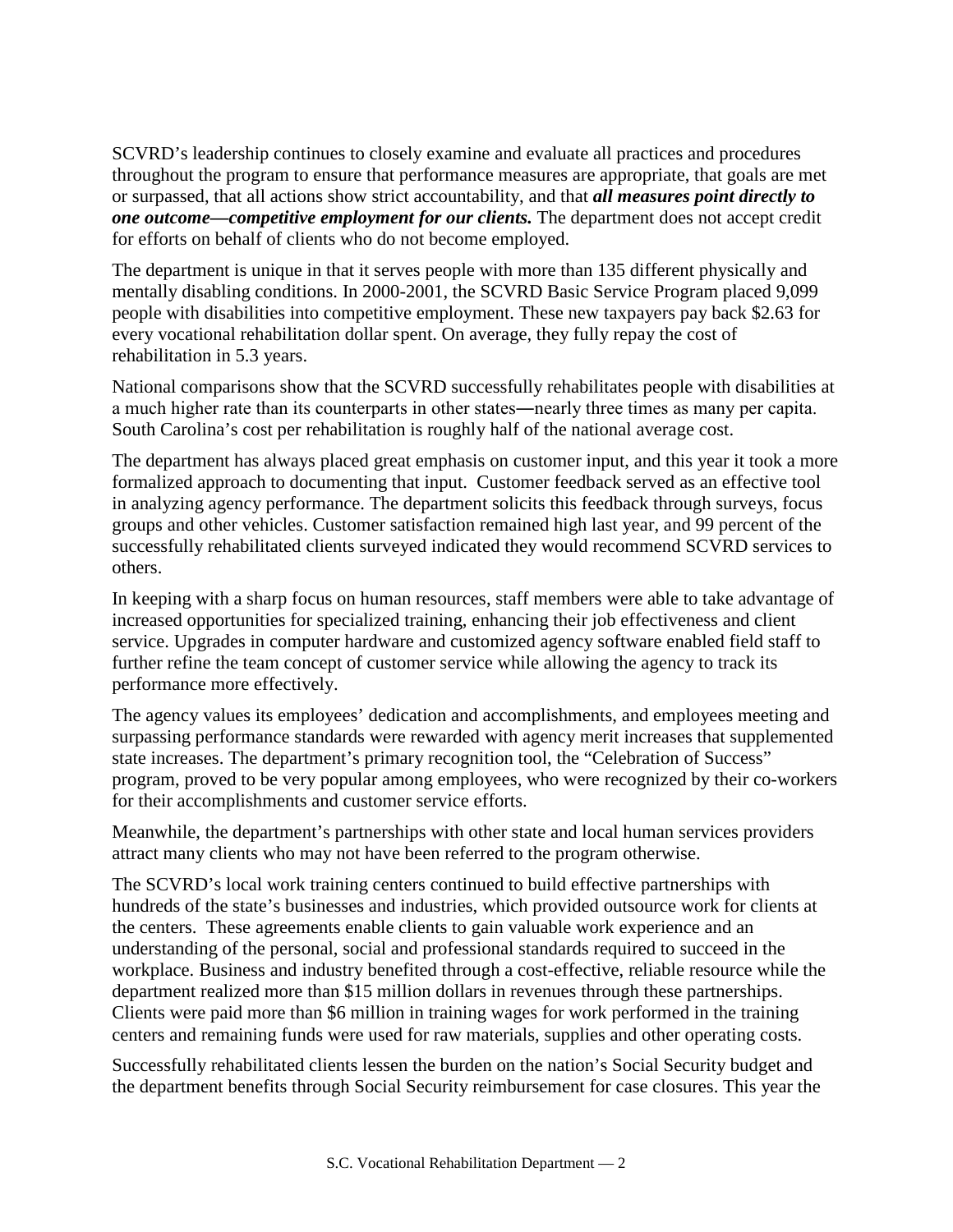SCVRD's leadership continues to closely examine and evaluate all practices and procedures throughout the program to ensure that performance measures are appropriate, that goals are met or surpassed, that all actions show strict accountability, and that ***all measures point directly to one outcome—competitive employment for our clients.*** The department does not accept credit for efforts on behalf of clients who do not become employed.

The department is unique in that it serves people with more than 135 different physically and mentally disabling conditions. In 2000-2001, the SCVRD Basic Service Program placed 9,099 people with disabilities into competitive employment. These new taxpayers pay back $2.63 for every vocational rehabilitation dollar spent. On average, they fully repay the cost of rehabilitation in 5.3 years.

National comparisons show that the SCVRD successfully rehabilitates people with disabilities at a much higher rate than its counterparts in other states—nearly three times as many per capita. South Carolina's cost per rehabilitation is roughly half of the national average cost.

The department has always placed great emphasis on customer input, and this year it took a more formalized approach to documenting that input. Customer feedback served as an effective tool in analyzing agency performance. The department solicits this feedback through surveys, focus groups and other vehicles. Customer satisfaction remained high last year, and 99 percent of the successfully rehabilitated clients surveyed indicated they would recommend SCVRD services to others.

In keeping with a sharp focus on human resources, staff members were able to take advantage of increased opportunities for specialized training, enhancing their job effectiveness and client service. Upgrades in computer hardware and customized agency software enabled field staff to further refine the team concept of customer service while allowing the agency to track its performance more effectively.

The agency values its employees' dedication and accomplishments, and employees meeting and surpassing performance standards were rewarded with agency merit increases that supplemented state increases. The department's primary recognition tool, the "Celebration of Success" program, proved to be very popular among employees, who were recognized by their co-workers for their accomplishments and customer service efforts.

Meanwhile, the department's partnerships with other state and local human services providers attract many clients who may not have been referred to the program otherwise.

The SCVRD's local work training centers continued to build effective partnerships with hundreds of the state's businesses and industries, which provided outsource work for clients at the centers. These agreements enable clients to gain valuable work experience and an understanding of the personal, social and professional standards required to succeed in the workplace. Business and industry benefited through a cost-effective, reliable resource while the department realized more than $15 million dollars in revenues through these partnerships. Clients were paid more than $6 million in training wages for work performed in the training centers and remaining funds were used for raw materials, supplies and other operating costs.

Successfully rehabilitated clients lessen the burden on the nation's Social Security budget and the department benefits through Social Security reimbursement for case closures. This year the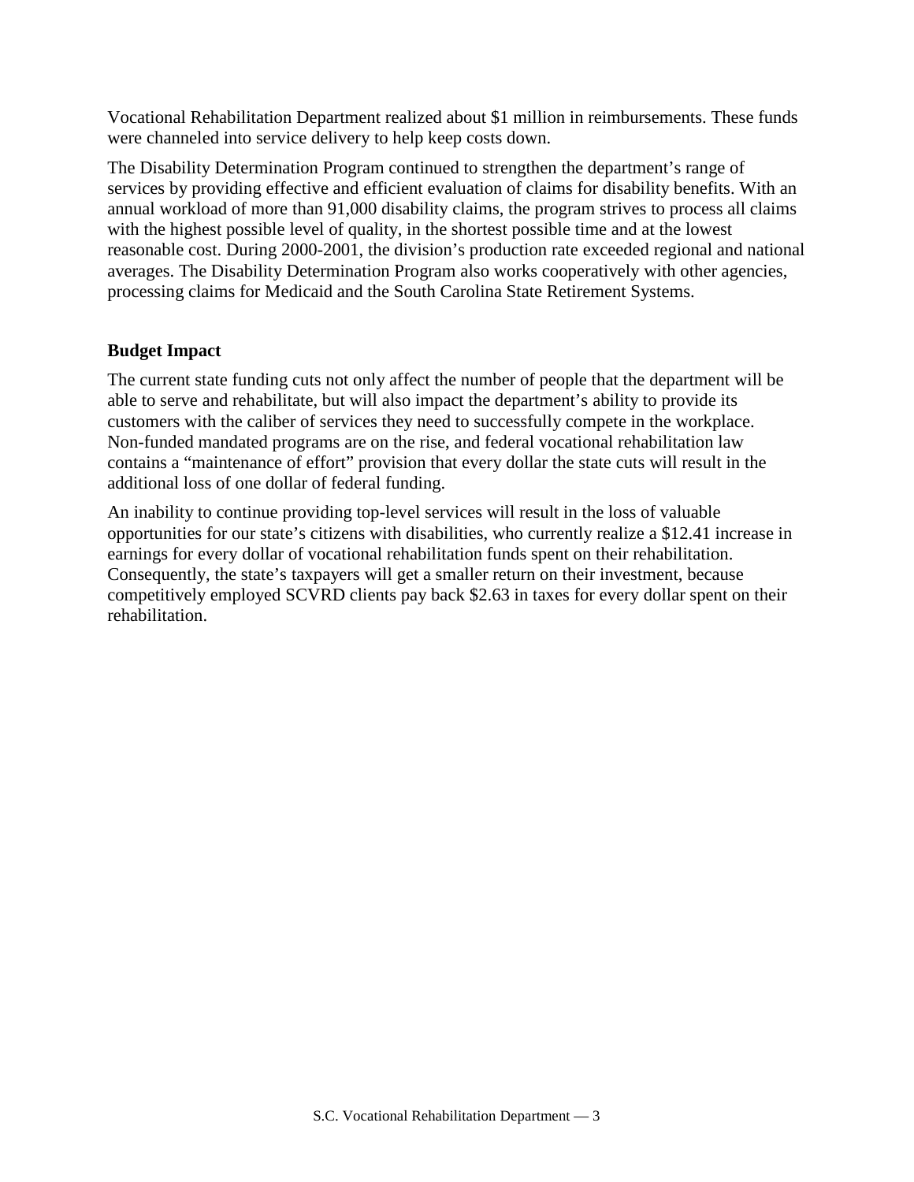Vocational Rehabilitation Department realized about $1 million in reimbursements. These funds were channeled into service delivery to help keep costs down.

The Disability Determination Program continued to strengthen the department's range of services by providing effective and efficient evaluation of claims for disability benefits. With an annual workload of more than 91,000 disability claims, the program strives to process all claims with the highest possible level of quality, in the shortest possible time and at the lowest reasonable cost. During 2000-2001, the division's production rate exceeded regional and national averages. The Disability Determination Program also works cooperatively with other agencies, processing claims for Medicaid and the South Carolina State Retirement Systems.

**Budget Impact**

The current state funding cuts not only affect the number of people that the department will be able to serve and rehabilitate, but will also impact the department's ability to provide its customers with the caliber of services they need to successfully compete in the workplace. Non-funded mandated programs are on the rise, and federal vocational rehabilitation law contains a "maintenance of effort" provision that every dollar the state cuts will result in the additional loss of one dollar of federal funding.

An inability to continue providing top-level services will result in the loss of valuable opportunities for our state's citizens with disabilities, who currently realize a $12.41 increase in earnings for every dollar of vocational rehabilitation funds spent on their rehabilitation. Consequently, the state's taxpayers will get a smaller return on their investment, because competitively employed SCVRD clients pay back $2.63 in taxes for every dollar spent on their rehabilitation.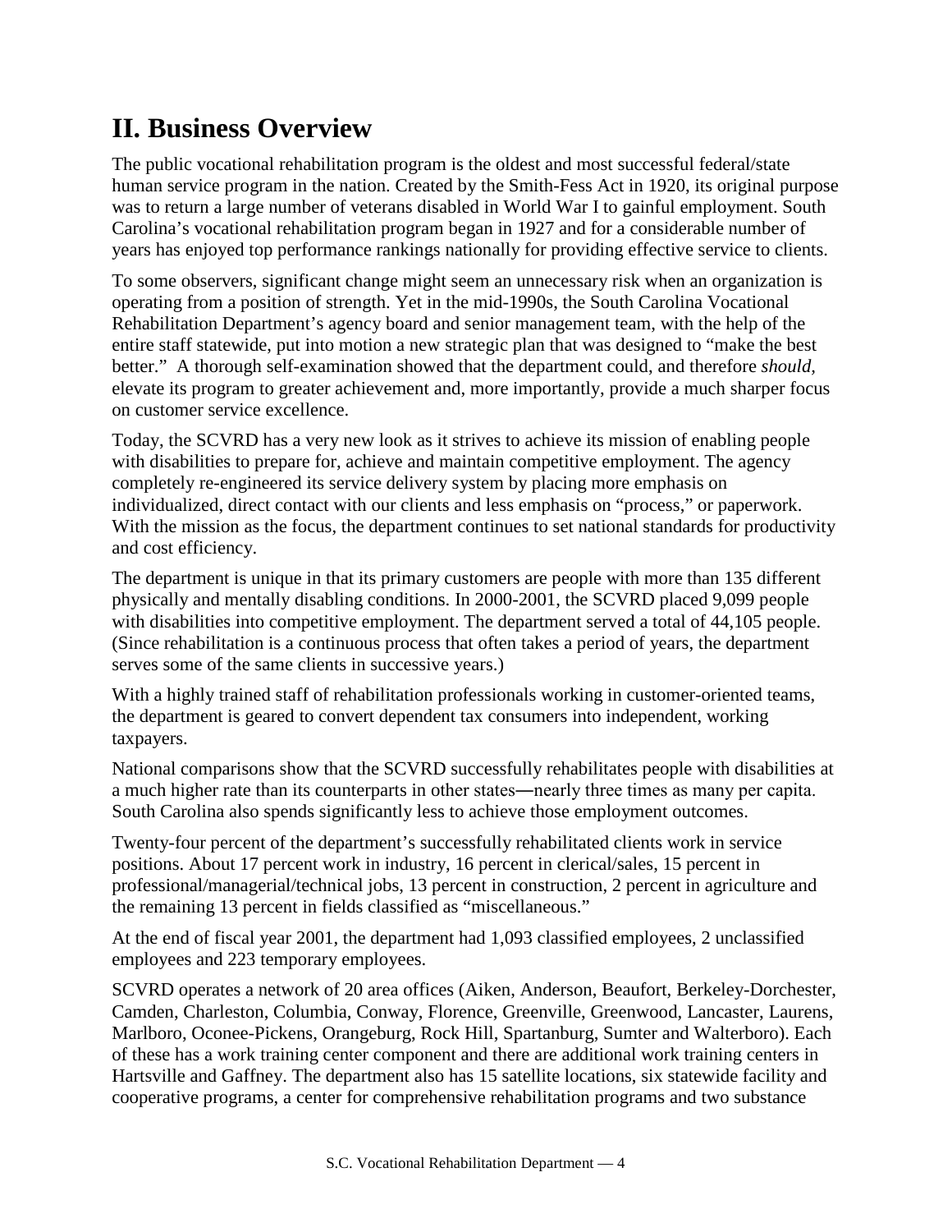## II. Business Overview

The public vocational rehabilitation program is the oldest and most successful federal/state human service program in the nation. Created by the Smith-Fess Act in 1920, its original purpose was to return a large number of veterans disabled in World War I to gainful employment. South Carolina's vocational rehabilitation program began in 1927 and for a considerable number of years has enjoyed top performance rankings nationally for providing effective service to clients.

To some observers, significant change might seem an unnecessary risk when an organization is operating from a position of strength. Yet in the mid-1990s, the South Carolina Vocational Rehabilitation Department's agency board and senior management team, with the help of the entire staff statewide, put into motion a new strategic plan that was designed to "make the best better." A thorough self-examination showed that the department could, and therefore *should*, elevate its program to greater achievement and, more importantly, provide a much sharper focus on customer service excellence.

Today, the SCVRD has a very new look as it strives to achieve its mission of enabling people with disabilities to prepare for, achieve and maintain competitive employment. The agency completely re-engineered its service delivery system by placing more emphasis on individualized, direct contact with our clients and less emphasis on "process," or paperwork. With the mission as the focus, the department continues to set national standards for productivity and cost efficiency.

The department is unique in that its primary customers are people with more than 135 different physically and mentally disabling conditions. In 2000-2001, the SCVRD placed 9,099 people with disabilities into competitive employment. The department served a total of 44,105 people. (Since rehabilitation is a continuous process that often takes a period of years, the department serves some of the same clients in successive years.)

With a highly trained staff of rehabilitation professionals working in customer-oriented teams, the department is geared to convert dependent tax consumers into independent, working taxpayers.

National comparisons show that the SCVRD successfully rehabilitates people with disabilities at a much higher rate than its counterparts in other states—nearly three times as many per capita. South Carolina also spends significantly less to achieve those employment outcomes.

Twenty-four percent of the department's successfully rehabilitated clients work in service positions. About 17 percent work in industry, 16 percent in clerical/sales, 15 percent in professional/managerial/technical jobs, 13 percent in construction, 2 percent in agriculture and the remaining 13 percent in fields classified as "miscellaneous."

At the end of fiscal year 2001, the department had 1,093 classified employees, 2 unclassified employees and 223 temporary employees.

SCVRD operates a network of 20 area offices (Aiken, Anderson, Beaufort, Berkeley-Dorchester, Camden, Charleston, Columbia, Conway, Florence, Greenville, Greenwood, Lancaster, Laurens, Marlboro, Oconee-Pickens, Orangeburg, Rock Hill, Spartanburg, Sumter and Walterboro). Each of these has a work training center component and there are additional work training centers in Hartsville and Gaffney. The department also has 15 satellite locations, six statewide facility and cooperative programs, a center for comprehensive rehabilitation programs and two substance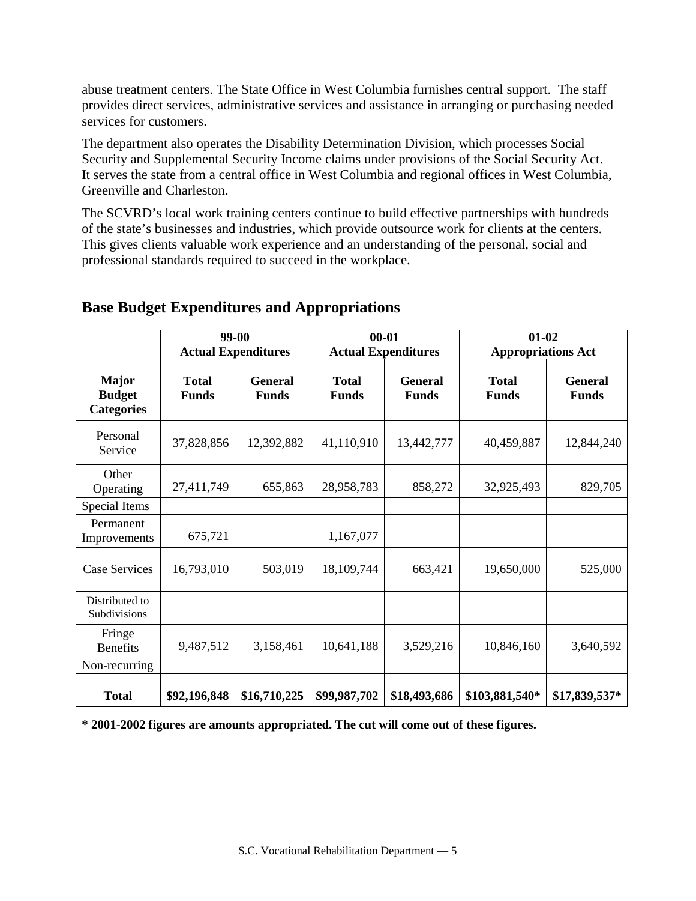abuse treatment centers. The State Office in West Columbia furnishes central support. The staff provides direct services, administrative services and assistance in arranging or purchasing needed services for customers.

The department also operates the Disability Determination Division, which processes Social Security and Supplemental Security Income claims under provisions of the Social Security Act. It serves the state from a central office in West Columbia and regional offices in West Columbia, Greenville and Charleston.

The SCVRD's local work training centers continue to build effective partnerships with hundreds of the state's businesses and industries, which provide outsource work for clients at the centers. This gives clients valuable work experience and an understanding of the personal, social and professional standards required to succeed in the workplace.

## Base Budget Expenditures and Appropriations

| | **99-00 Actual Expenditures** | | **00-01 Actual Expenditures** | | **01-02 Appropriations Act** | |
|---|---|---|---|---|---|---|
| **Major Budget Categories** | **Total Funds** | **General Funds** | **Total Funds** | **General Funds** | **Total Funds** | **General Funds** |
| Personal Service | 37,828,856 | 12,392,882 | 41,110,910 | 13,442,777 | 40,459,887 | 12,844,240 |
| Other Operating | 27,411,749 | 655,863 | 28,958,783 | 858,272 | 32,925,493 | 829,705 |
| Special Items | | | | | | |
| Permanent Improvements | 675,721 | | 1,167,077 | | | |
| Case Services | 16,793,010 | 503,019 | 18,109,744 | 663,421 | 19,650,000 | 525,000 |
| Distributed to Subdivisions | | | | | | |
| Fringe Benefits | 9,487,512 | 3,158,461 | 10,641,188 | 3,529,216 | 10,846,160 | 3,640,592 |
| Non-recurring | | | | | | |
| **Total** | **$92,196,848** | **$16,710,225** | **$99,987,702** | **$18,493,686** | **$103,881,540*** | **$17,839,537*** |

**\* 2001-2002 figures are amounts appropriated. The cut will come out of these figures.**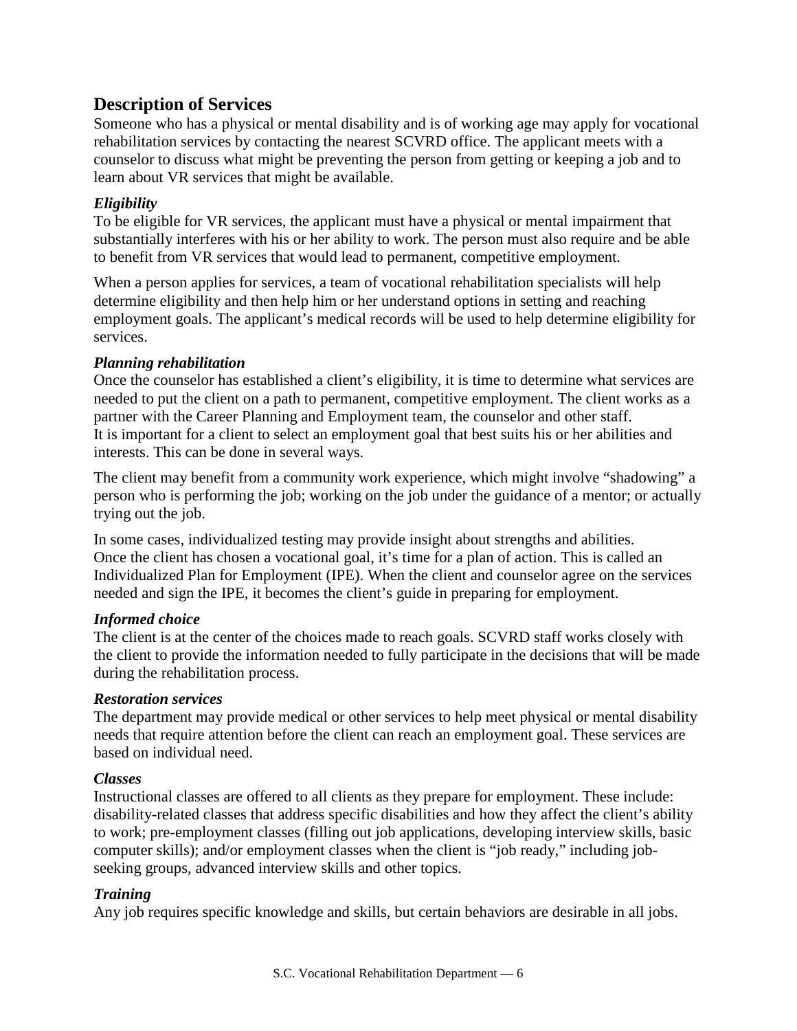## Description of Services

Someone who has a physical or mental disability and is of working age may apply for vocational rehabilitation services by contacting the nearest SCVRD office. The applicant meets with a counselor to discuss what might be preventing the person from getting or keeping a job and to learn about VR services that might be available.

### *Eligibility*

To be eligible for VR services, the applicant must have a physical or mental impairment that substantially interferes with his or her ability to work. The person must also require and be able to benefit from VR services that would lead to permanent, competitive employment.

When a person applies for services, a team of vocational rehabilitation specialists will help determine eligibility and then help him or her understand options in setting and reaching employment goals. The applicant's medical records will be used to help determine eligibility for services.

### *Planning rehabilitation*

Once the counselor has established a client's eligibility, it is time to determine what services are needed to put the client on a path to permanent, competitive employment. The client works as a partner with the Career Planning and Employment team, the counselor and other staff. It is important for a client to select an employment goal that best suits his or her abilities and interests. This can be done in several ways.

The client may benefit from a community work experience, which might involve "shadowing" a person who is performing the job; working on the job under the guidance of a mentor; or actually trying out the job.

In some cases, individualized testing may provide insight about strengths and abilities. Once the client has chosen a vocational goal, it's time for a plan of action. This is called an Individualized Plan for Employment (IPE). When the client and counselor agree on the services needed and sign the IPE, it becomes the client's guide in preparing for employment.

### *Informed choice*

The client is at the center of the choices made to reach goals. SCVRD staff works closely with the client to provide the information needed to fully participate in the decisions that will be made during the rehabilitation process.

### *Restoration services*

The department may provide medical or other services to help meet physical or mental disability needs that require attention before the client can reach an employment goal. These services are based on individual need.

### *Classes*

Instructional classes are offered to all clients as they prepare for employment. These include: disability-related classes that address specific disabilities and how they affect the client's ability to work; pre-employment classes (filling out job applications, developing interview skills, basic computer skills); and/or employment classes when the client is "job ready," including job-seeking groups, advanced interview skills and other topics.

### *Training*

Any job requires specific knowledge and skills, but certain behaviors are desirable in all jobs.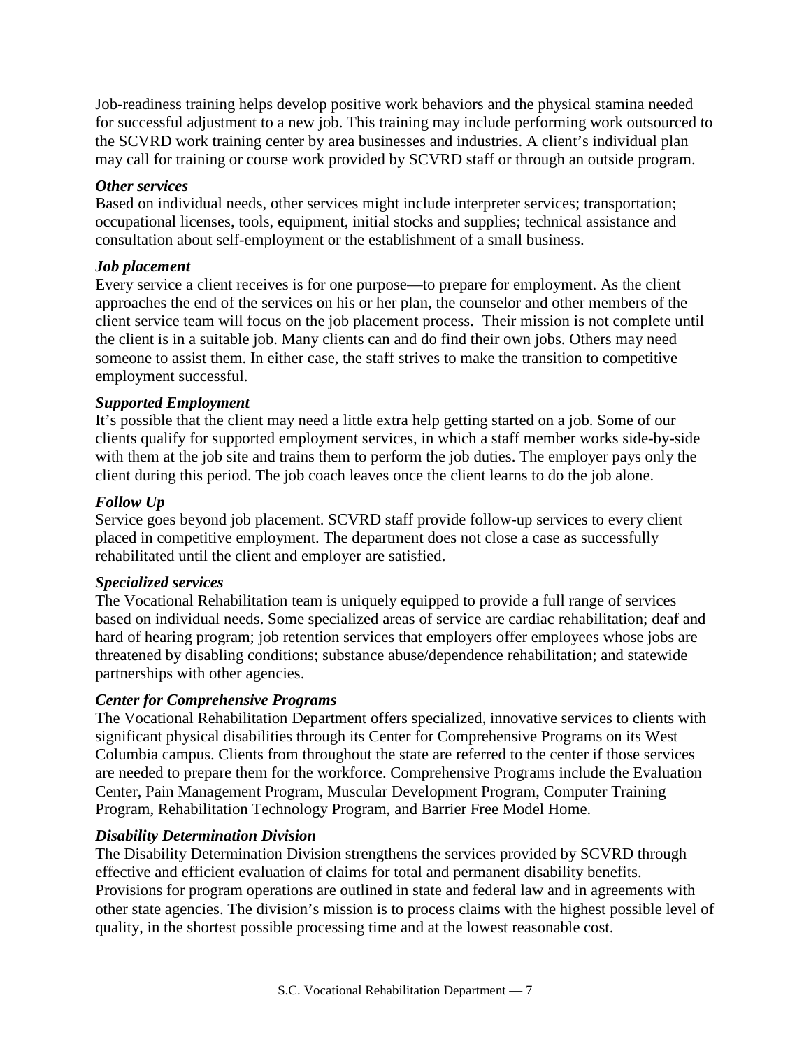Job-readiness training helps develop positive work behaviors and the physical stamina needed for successful adjustment to a new job. This training may include performing work outsourced to the SCVRD work training center by area businesses and industries. A client's individual plan may call for training or course work provided by SCVRD staff or through an outside program.

***Other services***

Based on individual needs, other services might include interpreter services; transportation; occupational licenses, tools, equipment, initial stocks and supplies; technical assistance and consultation about self-employment or the establishment of a small business.

***Job placement***

Every service a client receives is for one purpose—to prepare for employment. As the client approaches the end of the services on his or her plan, the counselor and other members of the client service team will focus on the job placement process. Their mission is not complete until the client is in a suitable job. Many clients can and do find their own jobs. Others may need someone to assist them. In either case, the staff strives to make the transition to competitive employment successful.

***Supported Employment***

It's possible that the client may need a little extra help getting started on a job. Some of our clients qualify for supported employment services, in which a staff member works side-by-side with them at the job site and trains them to perform the job duties. The employer pays only the client during this period. The job coach leaves once the client learns to do the job alone.

***Follow Up***

Service goes beyond job placement. SCVRD staff provide follow-up services to every client placed in competitive employment. The department does not close a case as successfully rehabilitated until the client and employer are satisfied.

***Specialized services***

The Vocational Rehabilitation team is uniquely equipped to provide a full range of services based on individual needs. Some specialized areas of service are cardiac rehabilitation; deaf and hard of hearing program; job retention services that employers offer employees whose jobs are threatened by disabling conditions; substance abuse/dependence rehabilitation; and statewide partnerships with other agencies.

***Center for Comprehensive Programs***

The Vocational Rehabilitation Department offers specialized, innovative services to clients with significant physical disabilities through its Center for Comprehensive Programs on its West Columbia campus. Clients from throughout the state are referred to the center if those services are needed to prepare them for the workforce. Comprehensive Programs include the Evaluation Center, Pain Management Program, Muscular Development Program, Computer Training Program, Rehabilitation Technology Program, and Barrier Free Model Home.

***Disability Determination Division***

The Disability Determination Division strengthens the services provided by SCVRD through effective and efficient evaluation of claims for total and permanent disability benefits. Provisions for program operations are outlined in state and federal law and in agreements with other state agencies. The division's mission is to process claims with the highest possible level of quality, in the shortest possible processing time and at the lowest reasonable cost.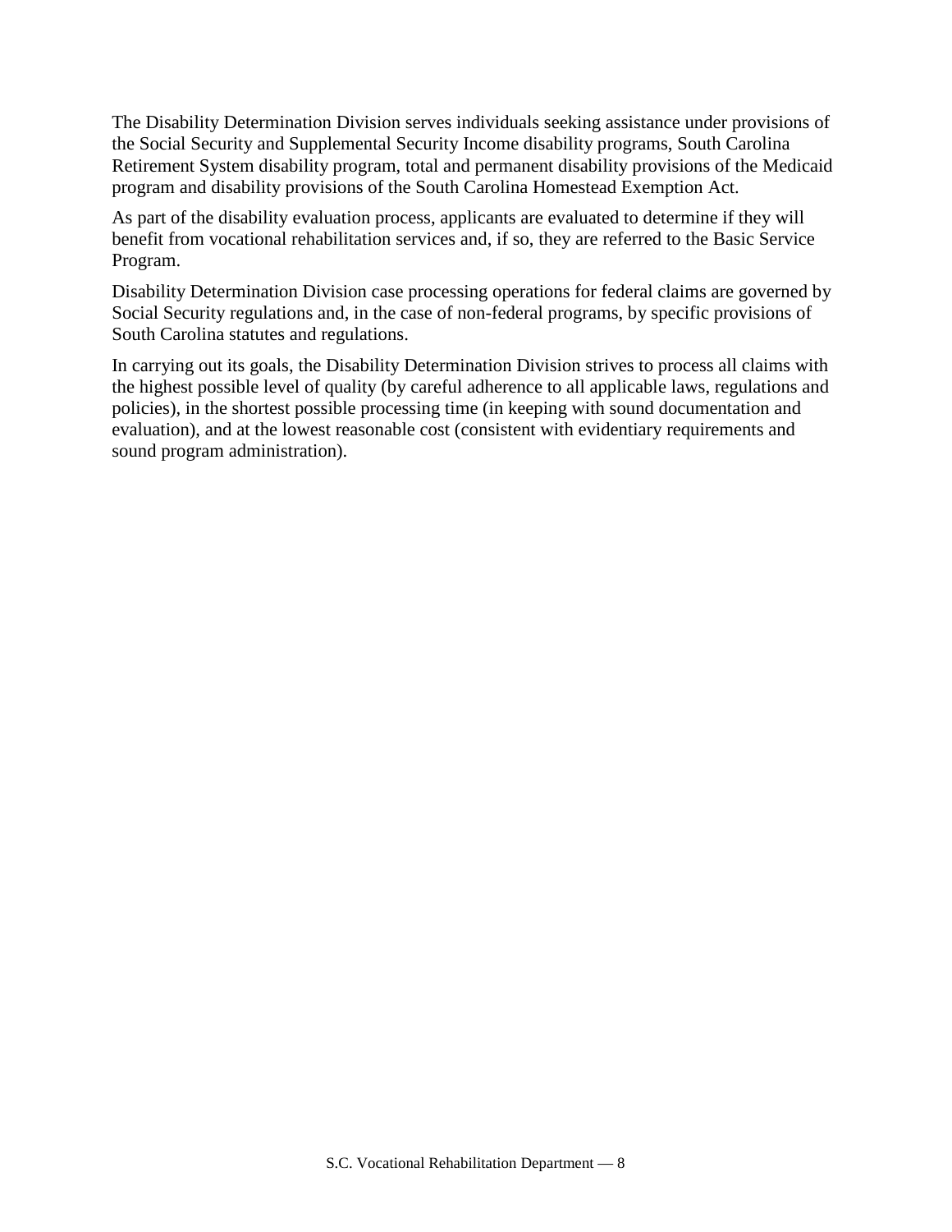The Disability Determination Division serves individuals seeking assistance under provisions of the Social Security and Supplemental Security Income disability programs, South Carolina Retirement System disability program, total and permanent disability provisions of the Medicaid program and disability provisions of the South Carolina Homestead Exemption Act.

As part of the disability evaluation process, applicants are evaluated to determine if they will benefit from vocational rehabilitation services and, if so, they are referred to the Basic Service Program.

Disability Determination Division case processing operations for federal claims are governed by Social Security regulations and, in the case of non-federal programs, by specific provisions of South Carolina statutes and regulations.

In carrying out its goals, the Disability Determination Division strives to process all claims with the highest possible level of quality (by careful adherence to all applicable laws, regulations and policies), in the shortest possible processing time (in keeping with sound documentation and evaluation), and at the lowest reasonable cost (consistent with evidentiary requirements and sound program administration).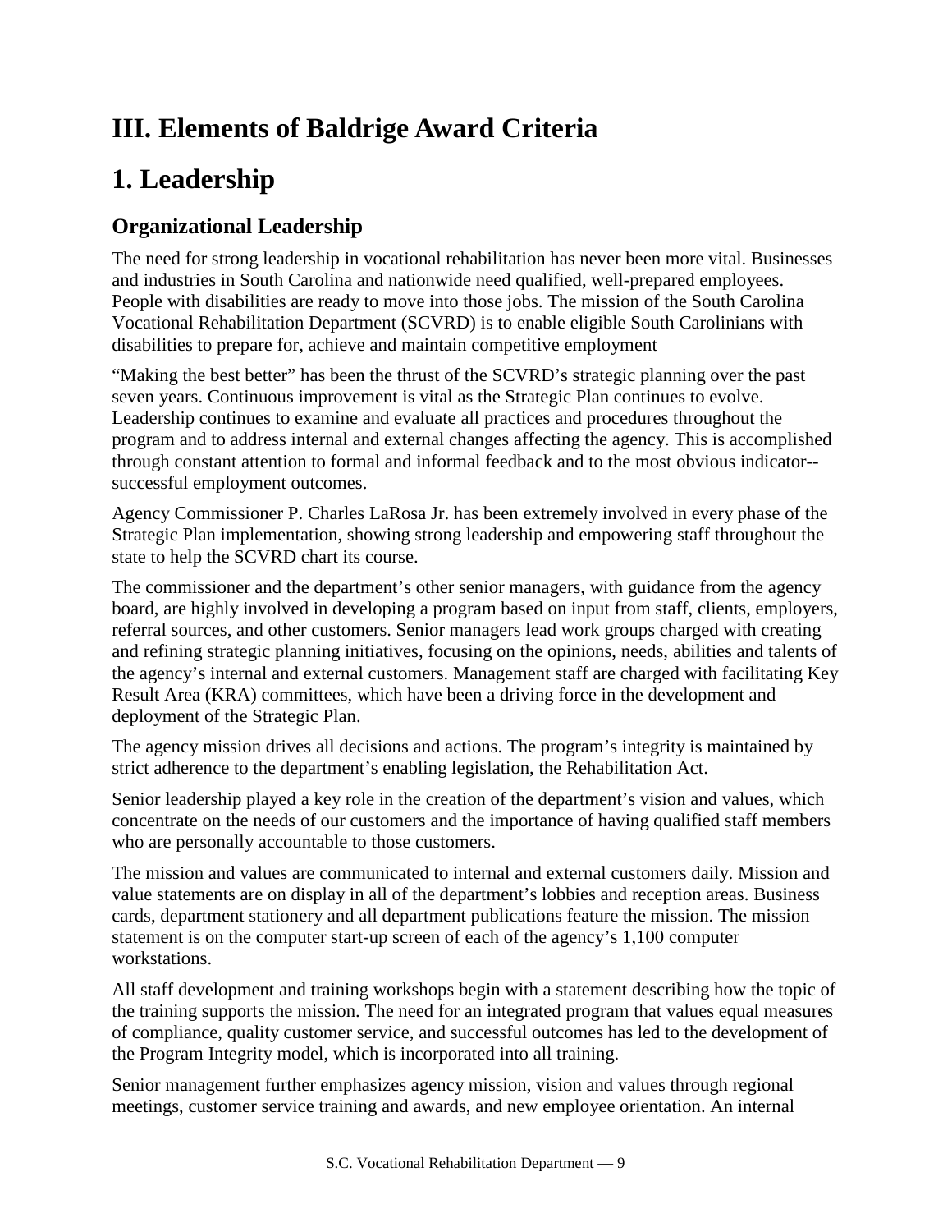# III. Elements of Baldrige Award Criteria

# 1. Leadership

### Organizational Leadership

The need for strong leadership in vocational rehabilitation has never been more vital. Businesses and industries in South Carolina and nationwide need qualified, well-prepared employees. People with disabilities are ready to move into those jobs. The mission of the South Carolina Vocational Rehabilitation Department (SCVRD) is to enable eligible South Carolinians with disabilities to prepare for, achieve and maintain competitive employment

"Making the best better" has been the thrust of the SCVRD's strategic planning over the past seven years. Continuous improvement is vital as the Strategic Plan continues to evolve. Leadership continues to examine and evaluate all practices and procedures throughout the program and to address internal and external changes affecting the agency. This is accomplished through constant attention to formal and informal feedback and to the most obvious indicator--successful employment outcomes.

Agency Commissioner P. Charles LaRosa Jr. has been extremely involved in every phase of the Strategic Plan implementation, showing strong leadership and empowering staff throughout the state to help the SCVRD chart its course.

The commissioner and the department's other senior managers, with guidance from the agency board, are highly involved in developing a program based on input from staff, clients, employers, referral sources, and other customers. Senior managers lead work groups charged with creating and refining strategic planning initiatives, focusing on the opinions, needs, abilities and talents of the agency's internal and external customers. Management staff are charged with facilitating Key Result Area (KRA) committees, which have been a driving force in the development and deployment of the Strategic Plan.

The agency mission drives all decisions and actions. The program's integrity is maintained by strict adherence to the department's enabling legislation, the Rehabilitation Act.

Senior leadership played a key role in the creation of the department's vision and values, which concentrate on the needs of our customers and the importance of having qualified staff members who are personally accountable to those customers.

The mission and values are communicated to internal and external customers daily. Mission and value statements are on display in all of the department's lobbies and reception areas. Business cards, department stationery and all department publications feature the mission. The mission statement is on the computer start-up screen of each of the agency's 1,100 computer workstations.

All staff development and training workshops begin with a statement describing how the topic of the training supports the mission. The need for an integrated program that values equal measures of compliance, quality customer service, and successful outcomes has led to the development of the Program Integrity model, which is incorporated into all training.

Senior management further emphasizes agency mission, vision and values through regional meetings, customer service training and awards, and new employee orientation. An internal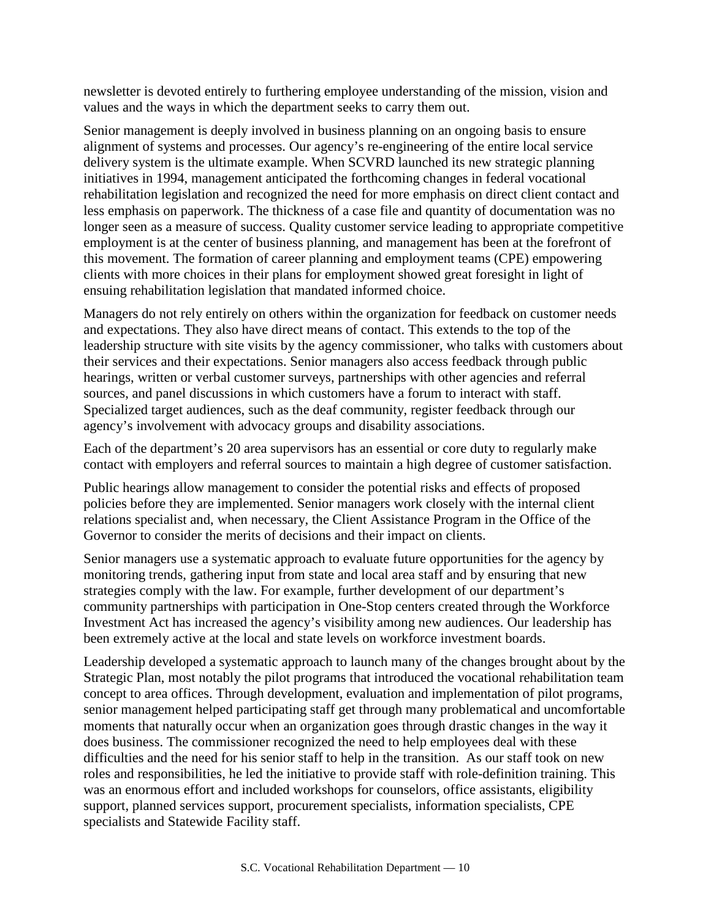newsletter is devoted entirely to furthering employee understanding of the mission, vision and values and the ways in which the department seeks to carry them out.

Senior management is deeply involved in business planning on an ongoing basis to ensure alignment of systems and processes. Our agency's re-engineering of the entire local service delivery system is the ultimate example. When SCVRD launched its new strategic planning initiatives in 1994, management anticipated the forthcoming changes in federal vocational rehabilitation legislation and recognized the need for more emphasis on direct client contact and less emphasis on paperwork. The thickness of a case file and quantity of documentation was no longer seen as a measure of success. Quality customer service leading to appropriate competitive employment is at the center of business planning, and management has been at the forefront of this movement. The formation of career planning and employment teams (CPE) empowering clients with more choices in their plans for employment showed great foresight in light of ensuing rehabilitation legislation that mandated informed choice.

Managers do not rely entirely on others within the organization for feedback on customer needs and expectations. They also have direct means of contact. This extends to the top of the leadership structure with site visits by the agency commissioner, who talks with customers about their services and their expectations. Senior managers also access feedback through public hearings, written or verbal customer surveys, partnerships with other agencies and referral sources, and panel discussions in which customers have a forum to interact with staff. Specialized target audiences, such as the deaf community, register feedback through our agency's involvement with advocacy groups and disability associations.

Each of the department's 20 area supervisors has an essential or core duty to regularly make contact with employers and referral sources to maintain a high degree of customer satisfaction.

Public hearings allow management to consider the potential risks and effects of proposed policies before they are implemented. Senior managers work closely with the internal client relations specialist and, when necessary, the Client Assistance Program in the Office of the Governor to consider the merits of decisions and their impact on clients.

Senior managers use a systematic approach to evaluate future opportunities for the agency by monitoring trends, gathering input from state and local area staff and by ensuring that new strategies comply with the law. For example, further development of our department's community partnerships with participation in One-Stop centers created through the Workforce Investment Act has increased the agency's visibility among new audiences. Our leadership has been extremely active at the local and state levels on workforce investment boards.

Leadership developed a systematic approach to launch many of the changes brought about by the Strategic Plan, most notably the pilot programs that introduced the vocational rehabilitation team concept to area offices. Through development, evaluation and implementation of pilot programs, senior management helped participating staff get through many problematical and uncomfortable moments that naturally occur when an organization goes through drastic changes in the way it does business. The commissioner recognized the need to help employees deal with these difficulties and the need for his senior staff to help in the transition. As our staff took on new roles and responsibilities, he led the initiative to provide staff with role-definition training. This was an enormous effort and included workshops for counselors, office assistants, eligibility support, planned services support, procurement specialists, information specialists, CPE specialists and Statewide Facility staff.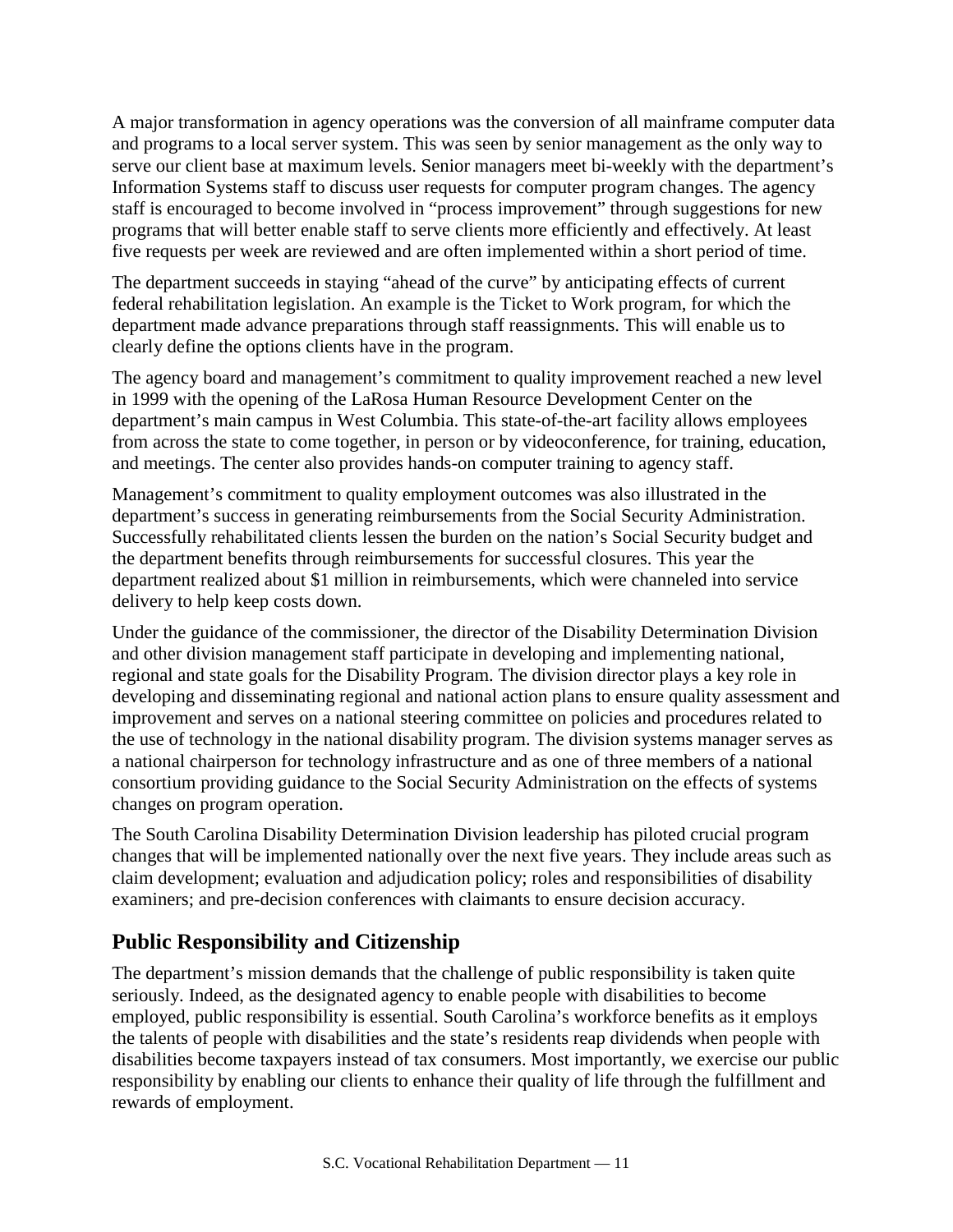A major transformation in agency operations was the conversion of all mainframe computer data and programs to a local server system. This was seen by senior management as the only way to serve our client base at maximum levels. Senior managers meet bi-weekly with the department's Information Systems staff to discuss user requests for computer program changes. The agency staff is encouraged to become involved in "process improvement" through suggestions for new programs that will better enable staff to serve clients more efficiently and effectively. At least five requests per week are reviewed and are often implemented within a short period of time.

The department succeeds in staying "ahead of the curve" by anticipating effects of current federal rehabilitation legislation. An example is the Ticket to Work program, for which the department made advance preparations through staff reassignments. This will enable us to clearly define the options clients have in the program.

The agency board and management's commitment to quality improvement reached a new level in 1999 with the opening of the LaRosa Human Resource Development Center on the department's main campus in West Columbia. This state-of-the-art facility allows employees from across the state to come together, in person or by videoconference, for training, education, and meetings. The center also provides hands-on computer training to agency staff.

Management's commitment to quality employment outcomes was also illustrated in the department's success in generating reimbursements from the Social Security Administration. Successfully rehabilitated clients lessen the burden on the nation's Social Security budget and the department benefits through reimbursements for successful closures. This year the department realized about $1 million in reimbursements, which were channeled into service delivery to help keep costs down.

Under the guidance of the commissioner, the director of the Disability Determination Division and other division management staff participate in developing and implementing national, regional and state goals for the Disability Program. The division director plays a key role in developing and disseminating regional and national action plans to ensure quality assessment and improvement and serves on a national steering committee on policies and procedures related to the use of technology in the national disability program. The division systems manager serves as a national chairperson for technology infrastructure and as one of three members of a national consortium providing guidance to the Social Security Administration on the effects of systems changes on program operation.

The South Carolina Disability Determination Division leadership has piloted crucial program changes that will be implemented nationally over the next five years. They include areas such as claim development; evaluation and adjudication policy; roles and responsibilities of disability examiners; and pre-decision conferences with claimants to ensure decision accuracy.

## Public Responsibility and Citizenship

The department's mission demands that the challenge of public responsibility is taken quite seriously. Indeed, as the designated agency to enable people with disabilities to become employed, public responsibility is essential. South Carolina's workforce benefits as it employs the talents of people with disabilities and the state's residents reap dividends when people with disabilities become taxpayers instead of tax consumers. Most importantly, we exercise our public responsibility by enabling our clients to enhance their quality of life through the fulfillment and rewards of employment.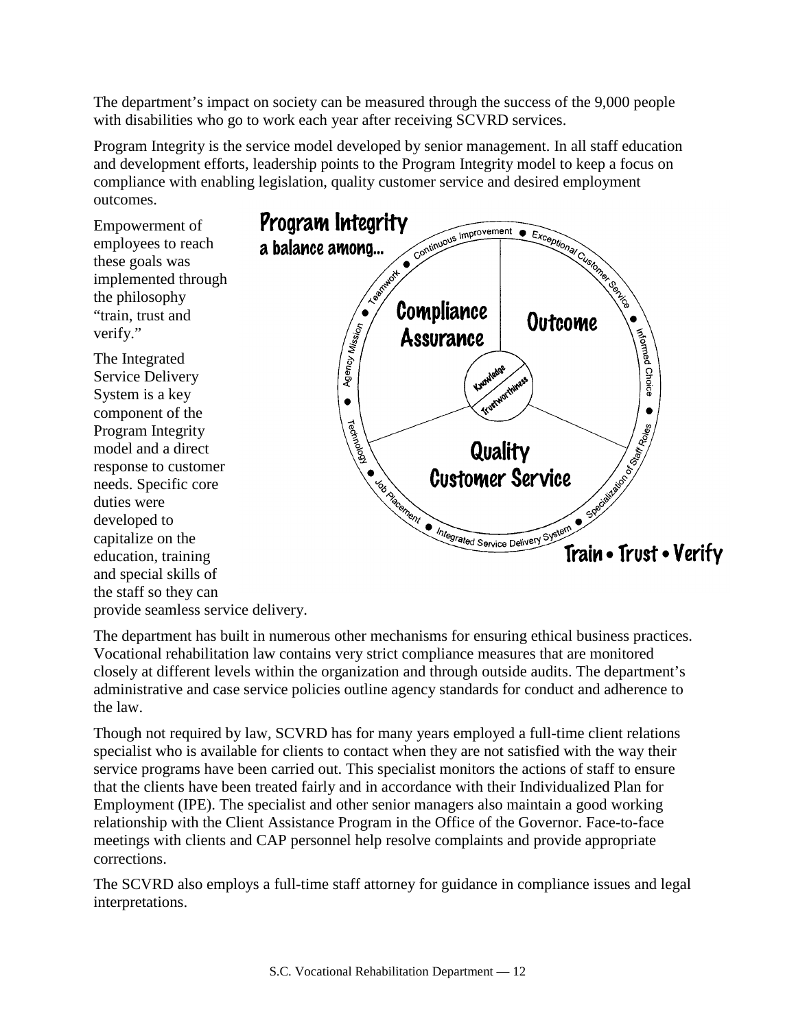The department's impact on society can be measured through the success of the 9,000 people with disabilities who go to work each year after receiving SCVRD services.

Program Integrity is the service model developed by senior management. In all staff education and development efforts, leadership points to the Program Integrity model to keep a focus on compliance with enabling legislation, quality customer service and desired employment outcomes.

Empowerment of employees to reach these goals was implemented through the philosophy "train, trust and verify."

The Integrated Service Delivery System is a key component of the Program Integrity model and a direct response to customer needs. Specific core duties were developed to capitalize on the education, training and special skills of the staff so they can provide seamless service delivery.

The department has built in numerous other mechanisms for ensuring ethical business practices. Vocational rehabilitation law contains very strict compliance measures that are monitored closely at different levels within the organization and through outside audits. The department's administrative and case service policies outline agency standards for conduct and adherence to the law.

Though not required by law, SCVRD has for many years employed a full-time client relations specialist who is available for clients to contact when they are not satisfied with the way their service programs have been carried out. This specialist monitors the actions of staff to ensure that the clients have been treated fairly and in accordance with their Individualized Plan for Employment (IPE). The specialist and other senior managers also maintain a good working relationship with the Client Assistance Program in the Office of the Governor. Face-to-face meetings with clients and CAP personnel help resolve complaints and provide appropriate corrections.

The SCVRD also employs a full-time staff attorney for guidance in compliance issues and legal interpretations.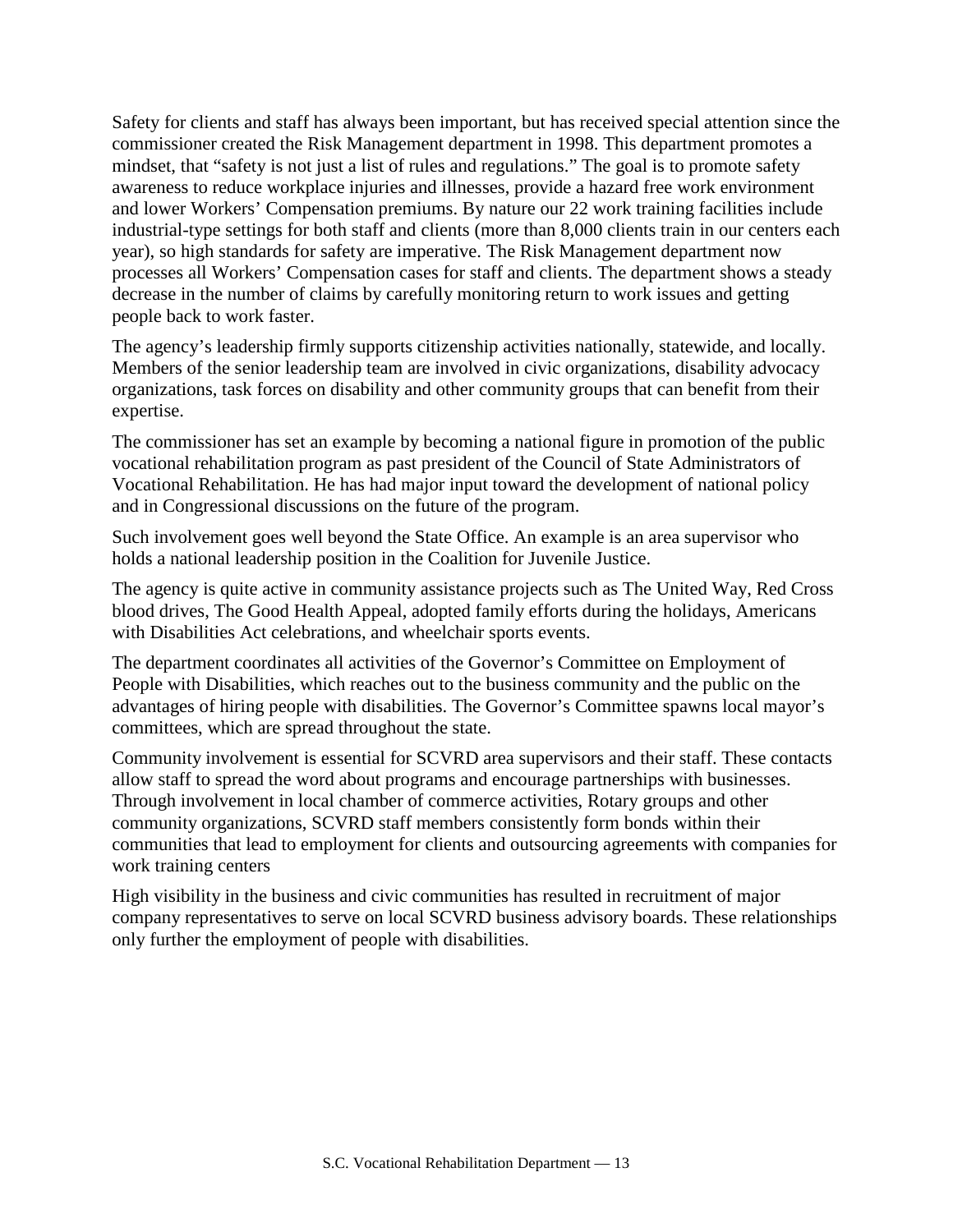Safety for clients and staff has always been important, but has received special attention since the commissioner created the Risk Management department in 1998. This department promotes a mindset, that "safety is not just a list of rules and regulations." The goal is to promote safety awareness to reduce workplace injuries and illnesses, provide a hazard free work environment and lower Workers' Compensation premiums. By nature our 22 work training facilities include industrial-type settings for both staff and clients (more than 8,000 clients train in our centers each year), so high standards for safety are imperative. The Risk Management department now processes all Workers' Compensation cases for staff and clients. The department shows a steady decrease in the number of claims by carefully monitoring return to work issues and getting people back to work faster.

The agency's leadership firmly supports citizenship activities nationally, statewide, and locally. Members of the senior leadership team are involved in civic organizations, disability advocacy organizations, task forces on disability and other community groups that can benefit from their expertise.

The commissioner has set an example by becoming a national figure in promotion of the public vocational rehabilitation program as past president of the Council of State Administrators of Vocational Rehabilitation. He has had major input toward the development of national policy and in Congressional discussions on the future of the program.

Such involvement goes well beyond the State Office. An example is an area supervisor who holds a national leadership position in the Coalition for Juvenile Justice.

The agency is quite active in community assistance projects such as The United Way, Red Cross blood drives, The Good Health Appeal, adopted family efforts during the holidays, Americans with Disabilities Act celebrations, and wheelchair sports events.

The department coordinates all activities of the Governor's Committee on Employment of People with Disabilities, which reaches out to the business community and the public on the advantages of hiring people with disabilities. The Governor's Committee spawns local mayor's committees, which are spread throughout the state.

Community involvement is essential for SCVRD area supervisors and their staff. These contacts allow staff to spread the word about programs and encourage partnerships with businesses. Through involvement in local chamber of commerce activities, Rotary groups and other community organizations, SCVRD staff members consistently form bonds within their communities that lead to employment for clients and outsourcing agreements with companies for work training centers

High visibility in the business and civic communities has resulted in recruitment of major company representatives to serve on local SCVRD business advisory boards. These relationships only further the employment of people with disabilities.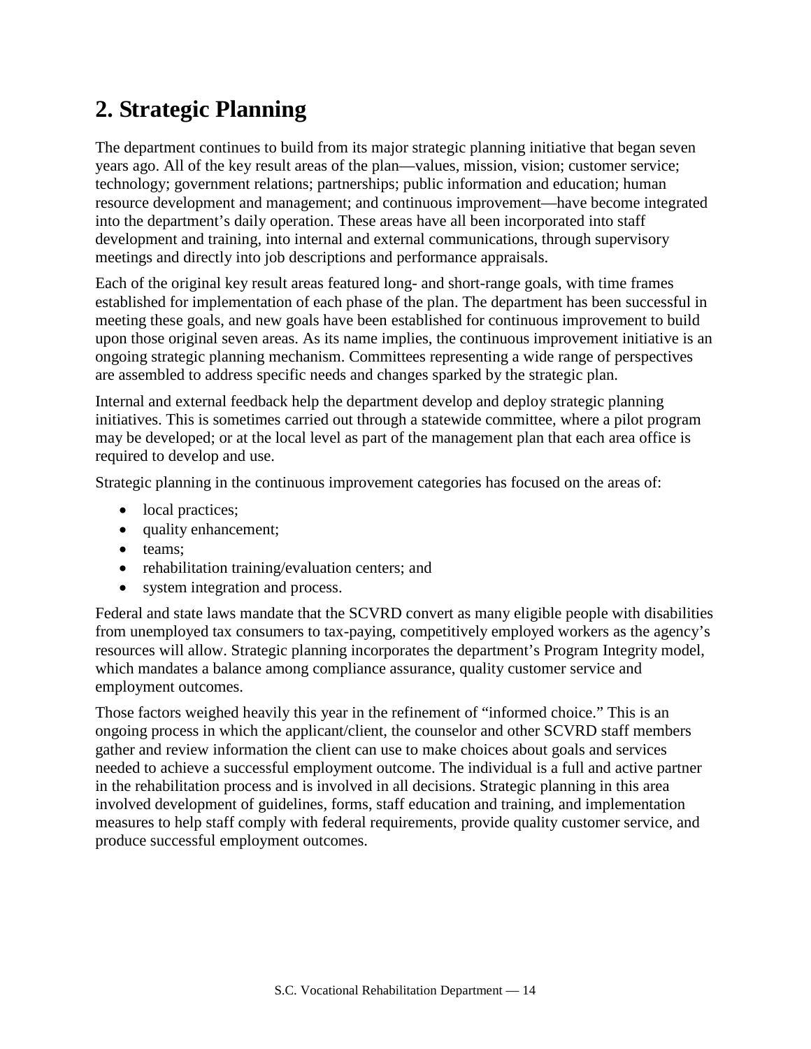## 2. Strategic Planning

The department continues to build from its major strategic planning initiative that began seven years ago. All of the key result areas of the plan—values, mission, vision; customer service; technology; government relations; partnerships; public information and education; human resource development and management; and continuous improvement—have become integrated into the department's daily operation. These areas have all been incorporated into staff development and training, into internal and external communications, through supervisory meetings and directly into job descriptions and performance appraisals.

Each of the original key result areas featured long- and short-range goals, with time frames established for implementation of each phase of the plan. The department has been successful in meeting these goals, and new goals have been established for continuous improvement to build upon those original seven areas. As its name implies, the continuous improvement initiative is an ongoing strategic planning mechanism. Committees representing a wide range of perspectives are assembled to address specific needs and changes sparked by the strategic plan.

Internal and external feedback help the department develop and deploy strategic planning initiatives. This is sometimes carried out through a statewide committee, where a pilot program may be developed; or at the local level as part of the management plan that each area office is required to develop and use.

Strategic planning in the continuous improvement categories has focused on the areas of:

- local practices;
- quality enhancement;
- teams;
- rehabilitation training/evaluation centers; and
- system integration and process.

Federal and state laws mandate that the SCVRD convert as many eligible people with disabilities from unemployed tax consumers to tax-paying, competitively employed workers as the agency's resources will allow. Strategic planning incorporates the department's Program Integrity model, which mandates a balance among compliance assurance, quality customer service and employment outcomes.

Those factors weighed heavily this year in the refinement of "informed choice." This is an ongoing process in which the applicant/client, the counselor and other SCVRD staff members gather and review information the client can use to make choices about goals and services needed to achieve a successful employment outcome. The individual is a full and active partner in the rehabilitation process and is involved in all decisions. Strategic planning in this area involved development of guidelines, forms, staff education and training, and implementation measures to help staff comply with federal requirements, provide quality customer service, and produce successful employment outcomes.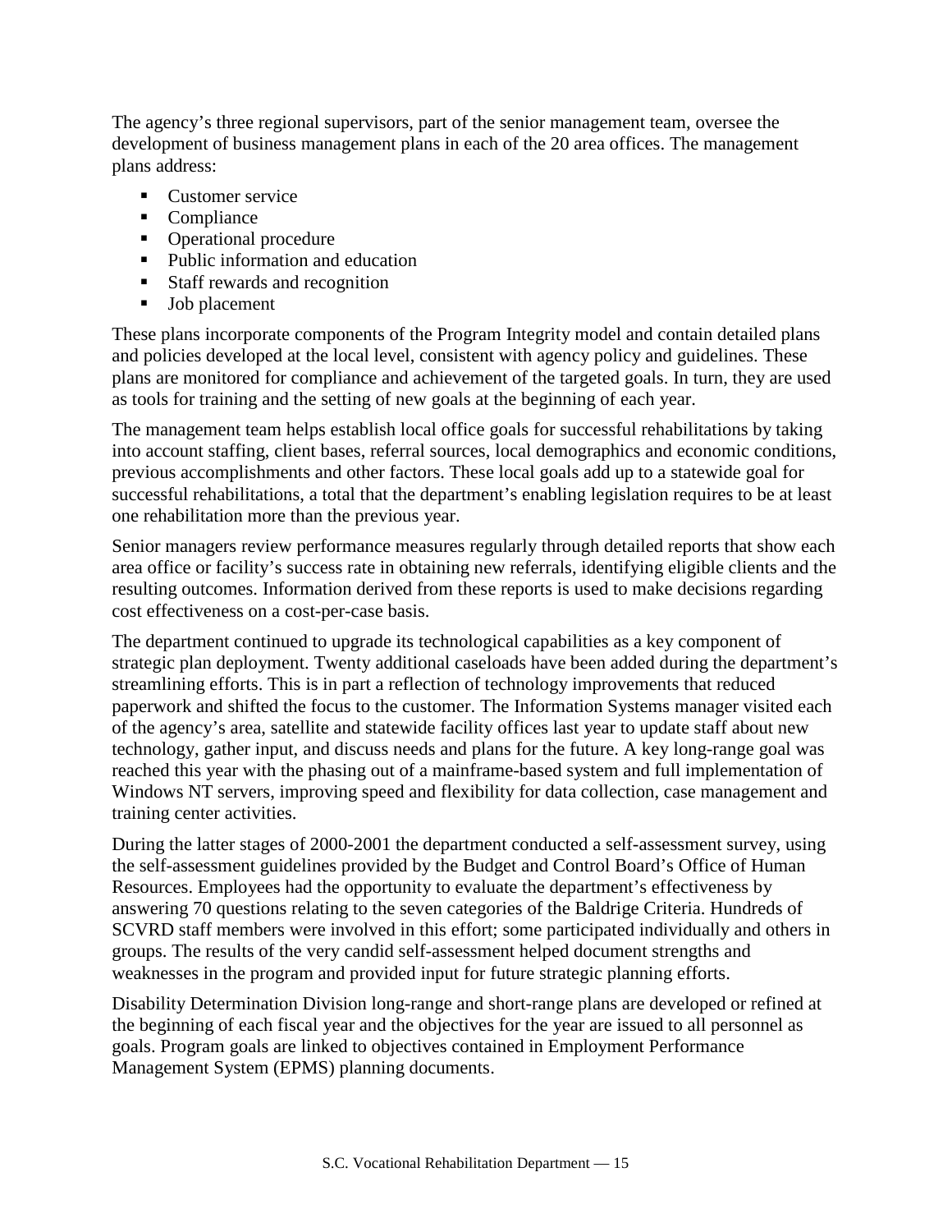The agency's three regional supervisors, part of the senior management team, oversee the development of business management plans in each of the 20 area offices. The management plans address:

- Customer service
- Compliance
- Operational procedure
- Public information and education
- Staff rewards and recognition
- Job placement

These plans incorporate components of the Program Integrity model and contain detailed plans and policies developed at the local level, consistent with agency policy and guidelines. These plans are monitored for compliance and achievement of the targeted goals. In turn, they are used as tools for training and the setting of new goals at the beginning of each year.

The management team helps establish local office goals for successful rehabilitations by taking into account staffing, client bases, referral sources, local demographics and economic conditions, previous accomplishments and other factors. These local goals add up to a statewide goal for successful rehabilitations, a total that the department's enabling legislation requires to be at least one rehabilitation more than the previous year.

Senior managers review performance measures regularly through detailed reports that show each area office or facility's success rate in obtaining new referrals, identifying eligible clients and the resulting outcomes. Information derived from these reports is used to make decisions regarding cost effectiveness on a cost-per-case basis.

The department continued to upgrade its technological capabilities as a key component of strategic plan deployment. Twenty additional caseloads have been added during the department's streamlining efforts. This is in part a reflection of technology improvements that reduced paperwork and shifted the focus to the customer. The Information Systems manager visited each of the agency's area, satellite and statewide facility offices last year to update staff about new technology, gather input, and discuss needs and plans for the future. A key long-range goal was reached this year with the phasing out of a mainframe-based system and full implementation of Windows NT servers, improving speed and flexibility for data collection, case management and training center activities.

During the latter stages of 2000-2001 the department conducted a self-assessment survey, using the self-assessment guidelines provided by the Budget and Control Board's Office of Human Resources. Employees had the opportunity to evaluate the department's effectiveness by answering 70 questions relating to the seven categories of the Baldrige Criteria. Hundreds of SCVRD staff members were involved in this effort; some participated individually and others in groups. The results of the very candid self-assessment helped document strengths and weaknesses in the program and provided input for future strategic planning efforts.

Disability Determination Division long-range and short-range plans are developed or refined at the beginning of each fiscal year and the objectives for the year are issued to all personnel as goals. Program goals are linked to objectives contained in Employment Performance Management System (EPMS) planning documents.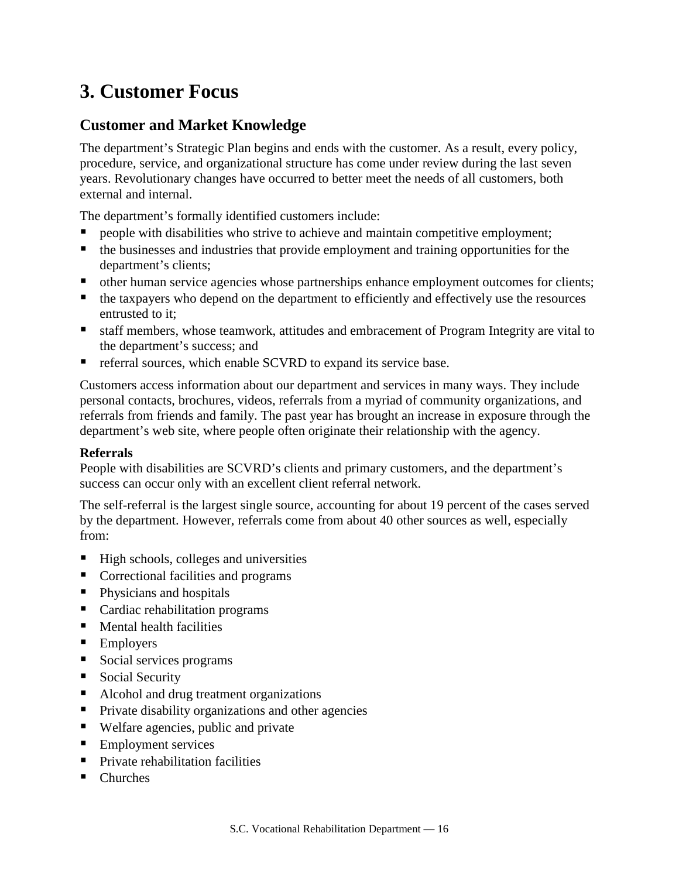# 3. Customer Focus

## Customer and Market Knowledge

The department's Strategic Plan begins and ends with the customer. As a result, every policy, procedure, service, and organizational structure has come under review during the last seven years. Revolutionary changes have occurred to better meet the needs of all customers, both external and internal.

The department's formally identified customers include:

- people with disabilities who strive to achieve and maintain competitive employment;
- the businesses and industries that provide employment and training opportunities for the department's clients;
- other human service agencies whose partnerships enhance employment outcomes for clients;
- the taxpayers who depend on the department to efficiently and effectively use the resources entrusted to it;
- staff members, whose teamwork, attitudes and embracement of Program Integrity are vital to the department's success; and
- referral sources, which enable SCVRD to expand its service base.

Customers access information about our department and services in many ways. They include personal contacts, brochures, videos, referrals from a myriad of community organizations, and referrals from friends and family. The past year has brought an increase in exposure through the department's web site, where people often originate their relationship with the agency.

**Referrals**

People with disabilities are SCVRD's clients and primary customers, and the department's success can occur only with an excellent client referral network.

The self-referral is the largest single source, accounting for about 19 percent of the cases served by the department. However, referrals come from about 40 other sources as well, especially from:

- High schools, colleges and universities
- Correctional facilities and programs
- Physicians and hospitals
- Cardiac rehabilitation programs
- Mental health facilities
- Employers
- Social services programs
- Social Security
- Alcohol and drug treatment organizations
- Private disability organizations and other agencies
- Welfare agencies, public and private
- Employment services
- Private rehabilitation facilities
- Churches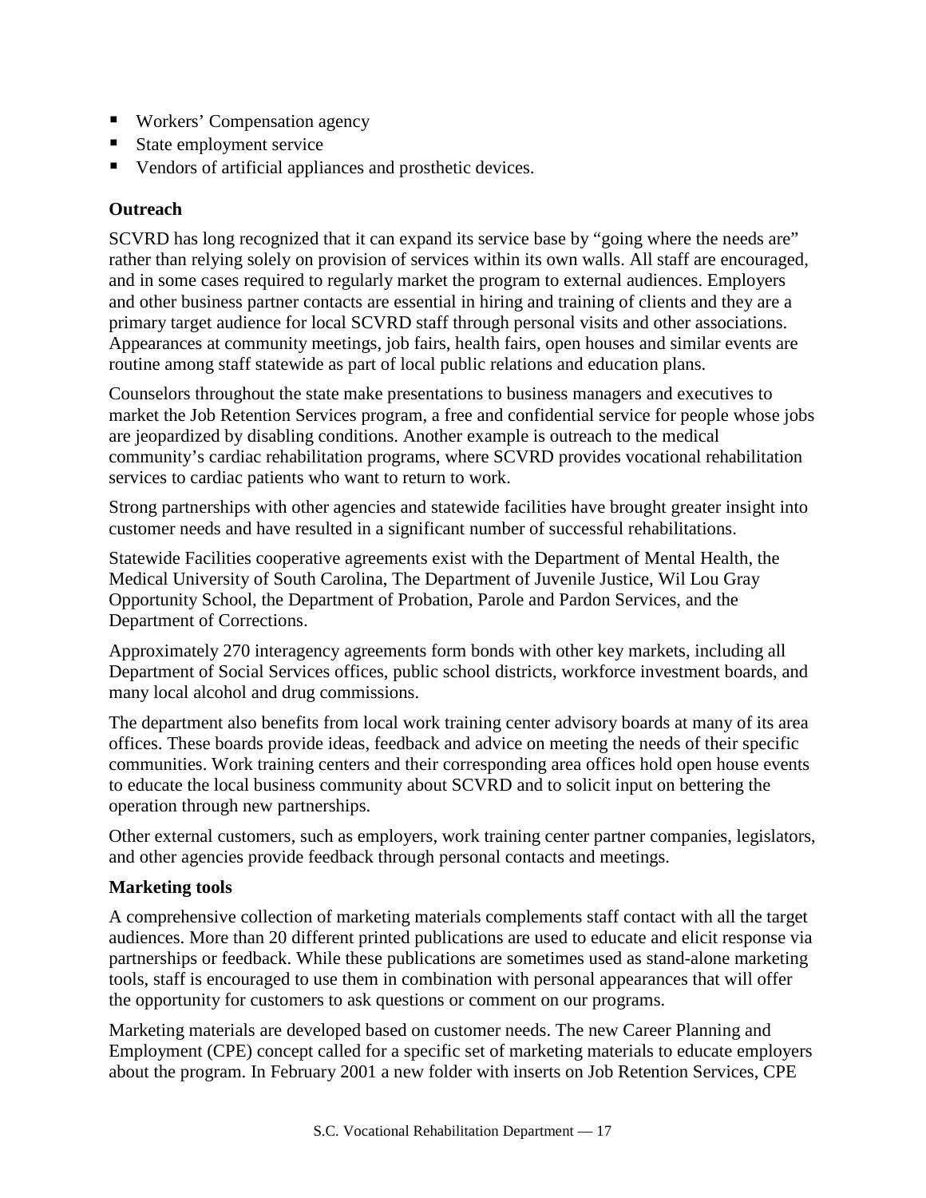- Workers' Compensation agency
- State employment service
- Vendors of artificial appliances and prosthetic devices.

**Outreach**

SCVRD has long recognized that it can expand its service base by "going where the needs are" rather than relying solely on provision of services within its own walls. All staff are encouraged, and in some cases required to regularly market the program to external audiences. Employers and other business partner contacts are essential in hiring and training of clients and they are a primary target audience for local SCVRD staff through personal visits and other associations. Appearances at community meetings, job fairs, health fairs, open houses and similar events are routine among staff statewide as part of local public relations and education plans.

Counselors throughout the state make presentations to business managers and executives to market the Job Retention Services program, a free and confidential service for people whose jobs are jeopardized by disabling conditions. Another example is outreach to the medical community's cardiac rehabilitation programs, where SCVRD provides vocational rehabilitation services to cardiac patients who want to return to work.

Strong partnerships with other agencies and statewide facilities have brought greater insight into customer needs and have resulted in a significant number of successful rehabilitations.

Statewide Facilities cooperative agreements exist with the Department of Mental Health, the Medical University of South Carolina, The Department of Juvenile Justice, Wil Lou Gray Opportunity School, the Department of Probation, Parole and Pardon Services, and the Department of Corrections.

Approximately 270 interagency agreements form bonds with other key markets, including all Department of Social Services offices, public school districts, workforce investment boards, and many local alcohol and drug commissions.

The department also benefits from local work training center advisory boards at many of its area offices. These boards provide ideas, feedback and advice on meeting the needs of their specific communities. Work training centers and their corresponding area offices hold open house events to educate the local business community about SCVRD and to solicit input on bettering the operation through new partnerships.

Other external customers, such as employers, work training center partner companies, legislators, and other agencies provide feedback through personal contacts and meetings.

**Marketing tools**

A comprehensive collection of marketing materials complements staff contact with all the target audiences. More than 20 different printed publications are used to educate and elicit response via partnerships or feedback. While these publications are sometimes used as stand-alone marketing tools, staff is encouraged to use them in combination with personal appearances that will offer the opportunity for customers to ask questions or comment on our programs.

Marketing materials are developed based on customer needs. The new Career Planning and Employment (CPE) concept called for a specific set of marketing materials to educate employers about the program. In February 2001 a new folder with inserts on Job Retention Services, CPE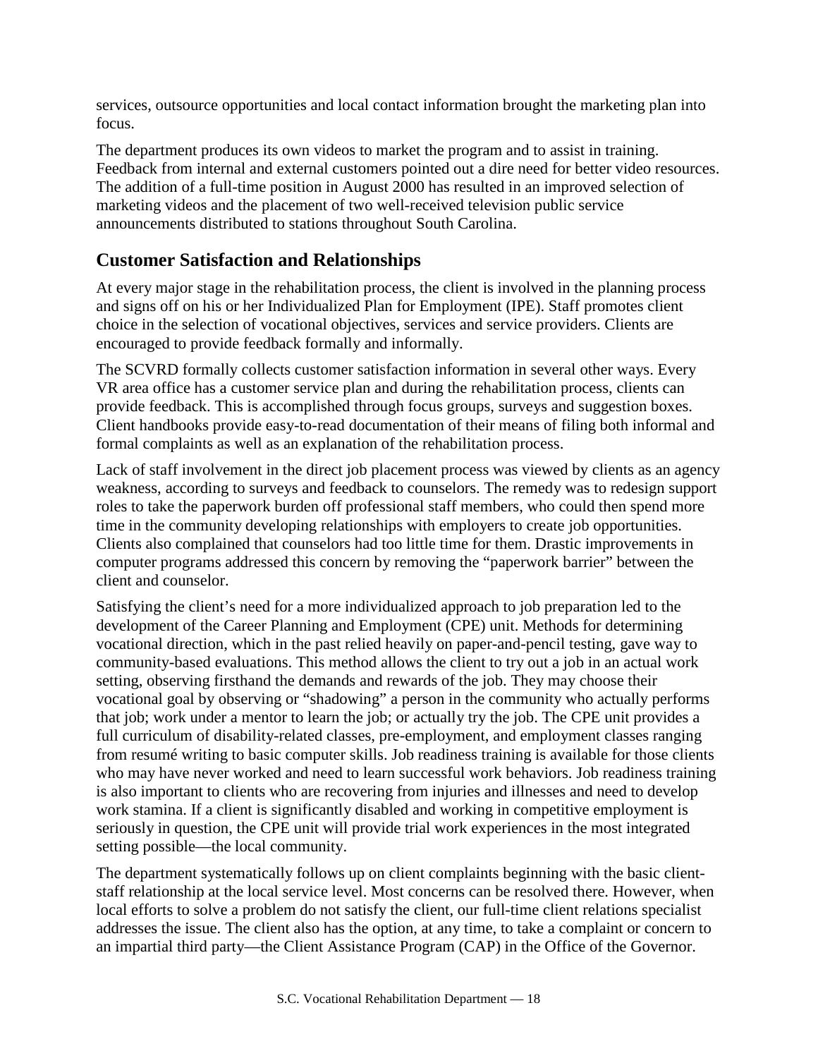services, outsource opportunities and local contact information brought the marketing plan into focus.

The department produces its own videos to market the program and to assist in training. Feedback from internal and external customers pointed out a dire need for better video resources. The addition of a full-time position in August 2000 has resulted in an improved selection of marketing videos and the placement of two well-received television public service announcements distributed to stations throughout South Carolina.

## Customer Satisfaction and Relationships

At every major stage in the rehabilitation process, the client is involved in the planning process and signs off on his or her Individualized Plan for Employment (IPE). Staff promotes client choice in the selection of vocational objectives, services and service providers. Clients are encouraged to provide feedback formally and informally.

The SCVRD formally collects customer satisfaction information in several other ways. Every VR area office has a customer service plan and during the rehabilitation process, clients can provide feedback. This is accomplished through focus groups, surveys and suggestion boxes. Client handbooks provide easy-to-read documentation of their means of filing both informal and formal complaints as well as an explanation of the rehabilitation process.

Lack of staff involvement in the direct job placement process was viewed by clients as an agency weakness, according to surveys and feedback to counselors. The remedy was to redesign support roles to take the paperwork burden off professional staff members, who could then spend more time in the community developing relationships with employers to create job opportunities. Clients also complained that counselors had too little time for them. Drastic improvements in computer programs addressed this concern by removing the "paperwork barrier" between the client and counselor.

Satisfying the client's need for a more individualized approach to job preparation led to the development of the Career Planning and Employment (CPE) unit. Methods for determining vocational direction, which in the past relied heavily on paper-and-pencil testing, gave way to community-based evaluations. This method allows the client to try out a job in an actual work setting, observing firsthand the demands and rewards of the job. They may choose their vocational goal by observing or "shadowing" a person in the community who actually performs that job; work under a mentor to learn the job; or actually try the job. The CPE unit provides a full curriculum of disability-related classes, pre-employment, and employment classes ranging from resumé writing to basic computer skills. Job readiness training is available for those clients who may have never worked and need to learn successful work behaviors. Job readiness training is also important to clients who are recovering from injuries and illnesses and need to develop work stamina. If a client is significantly disabled and working in competitive employment is seriously in question, the CPE unit will provide trial work experiences in the most integrated setting possible—the local community.

The department systematically follows up on client complaints beginning with the basic client-staff relationship at the local service level. Most concerns can be resolved there. However, when local efforts to solve a problem do not satisfy the client, our full-time client relations specialist addresses the issue. The client also has the option, at any time, to take a complaint or concern to an impartial third party—the Client Assistance Program (CAP) in the Office of the Governor.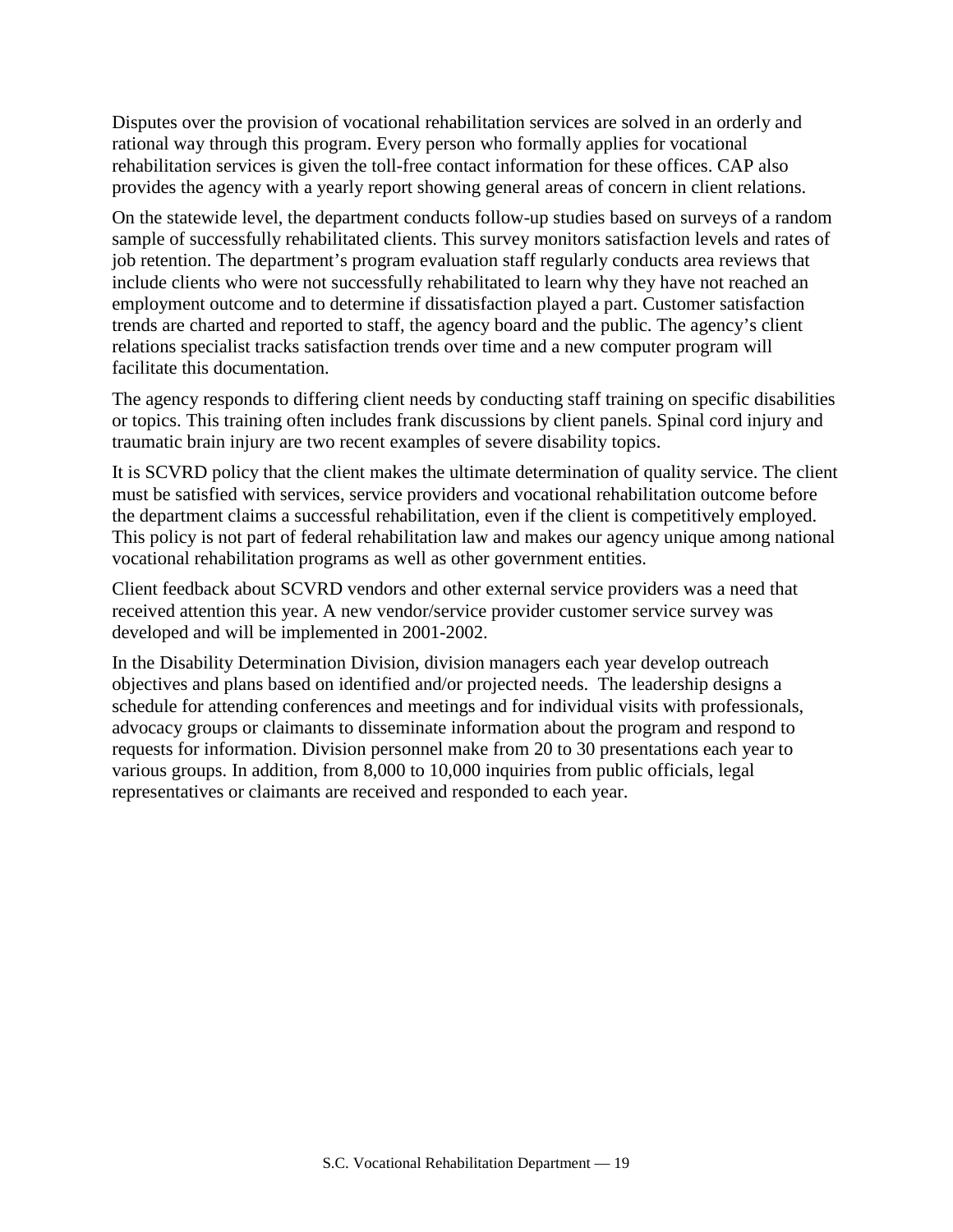Disputes over the provision of vocational rehabilitation services are solved in an orderly and rational way through this program. Every person who formally applies for vocational rehabilitation services is given the toll-free contact information for these offices. CAP also provides the agency with a yearly report showing general areas of concern in client relations.

On the statewide level, the department conducts follow-up studies based on surveys of a random sample of successfully rehabilitated clients. This survey monitors satisfaction levels and rates of job retention. The department's program evaluation staff regularly conducts area reviews that include clients who were not successfully rehabilitated to learn why they have not reached an employment outcome and to determine if dissatisfaction played a part. Customer satisfaction trends are charted and reported to staff, the agency board and the public. The agency's client relations specialist tracks satisfaction trends over time and a new computer program will facilitate this documentation.

The agency responds to differing client needs by conducting staff training on specific disabilities or topics. This training often includes frank discussions by client panels. Spinal cord injury and traumatic brain injury are two recent examples of severe disability topics.

It is SCVRD policy that the client makes the ultimate determination of quality service. The client must be satisfied with services, service providers and vocational rehabilitation outcome before the department claims a successful rehabilitation, even if the client is competitively employed. This policy is not part of federal rehabilitation law and makes our agency unique among national vocational rehabilitation programs as well as other government entities.

Client feedback about SCVRD vendors and other external service providers was a need that received attention this year. A new vendor/service provider customer service survey was developed and will be implemented in 2001-2002.

In the Disability Determination Division, division managers each year develop outreach objectives and plans based on identified and/or projected needs. The leadership designs a schedule for attending conferences and meetings and for individual visits with professionals, advocacy groups or claimants to disseminate information about the program and respond to requests for information. Division personnel make from 20 to 30 presentations each year to various groups. In addition, from 8,000 to 10,000 inquiries from public officials, legal representatives or claimants are received and responded to each year.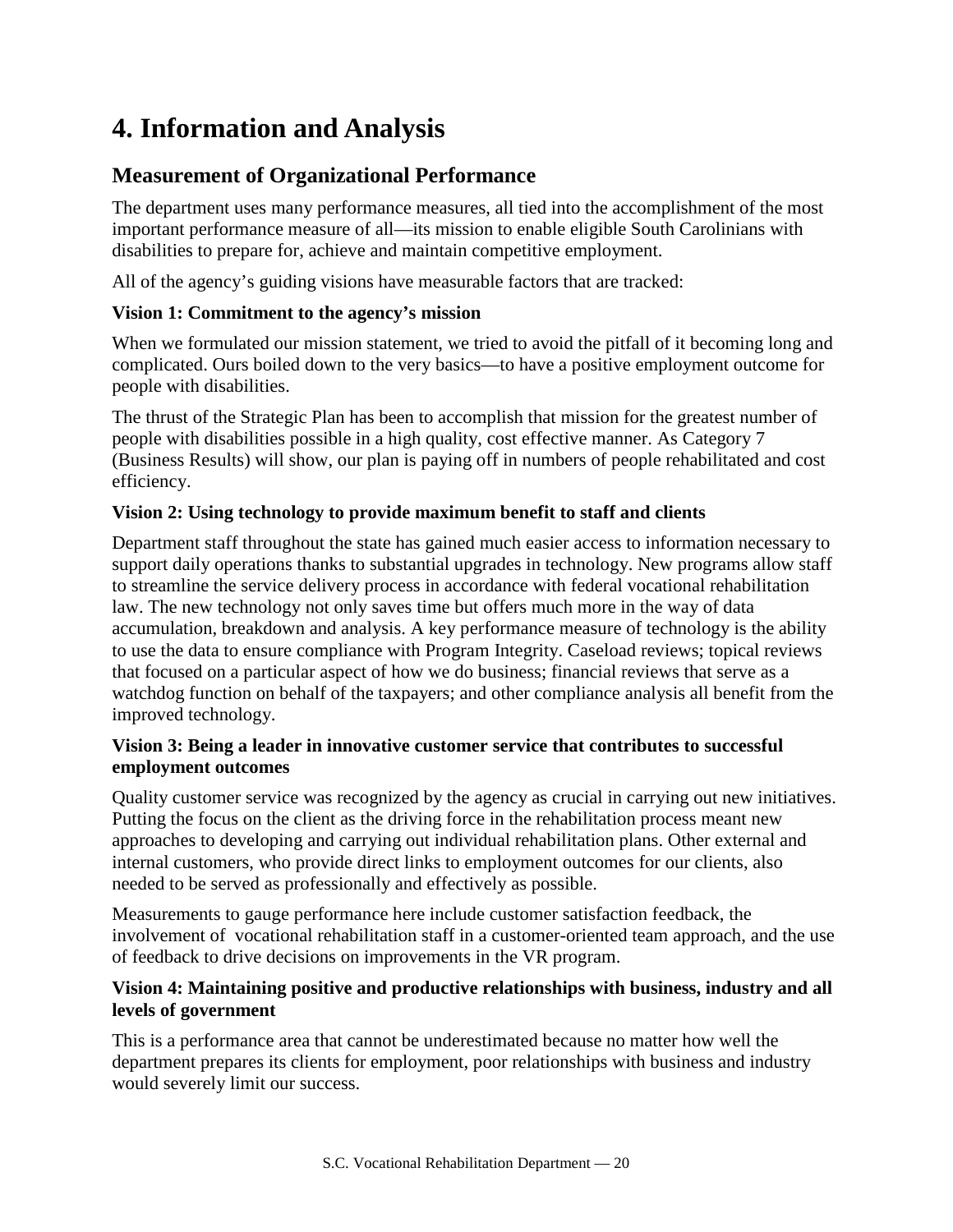# 4. Information and Analysis

## Measurement of Organizational Performance

The department uses many performance measures, all tied into the accomplishment of the most important performance measure of all—its mission to enable eligible South Carolinians with disabilities to prepare for, achieve and maintain competitive employment.

All of the agency's guiding visions have measurable factors that are tracked:

### Vision 1: Commitment to the agency's mission

When we formulated our mission statement, we tried to avoid the pitfall of it becoming long and complicated. Ours boiled down to the very basics—to have a positive employment outcome for people with disabilities.

The thrust of the Strategic Plan has been to accomplish that mission for the greatest number of people with disabilities possible in a high quality, cost effective manner. As Category 7 (Business Results) will show, our plan is paying off in numbers of people rehabilitated and cost efficiency.

### Vision 2: Using technology to provide maximum benefit to staff and clients

Department staff throughout the state has gained much easier access to information necessary to support daily operations thanks to substantial upgrades in technology. New programs allow staff to streamline the service delivery process in accordance with federal vocational rehabilitation law. The new technology not only saves time but offers much more in the way of data accumulation, breakdown and analysis. A key performance measure of technology is the ability to use the data to ensure compliance with Program Integrity. Caseload reviews; topical reviews that focused on a particular aspect of how we do business; financial reviews that serve as a watchdog function on behalf of the taxpayers; and other compliance analysis all benefit from the improved technology.

### Vision 3: Being a leader in innovative customer service that contributes to successful employment outcomes

Quality customer service was recognized by the agency as crucial in carrying out new initiatives. Putting the focus on the client as the driving force in the rehabilitation process meant new approaches to developing and carrying out individual rehabilitation plans. Other external and internal customers, who provide direct links to employment outcomes for our clients, also needed to be served as professionally and effectively as possible.

Measurements to gauge performance here include customer satisfaction feedback, the involvement of vocational rehabilitation staff in a customer-oriented team approach, and the use of feedback to drive decisions on improvements in the VR program.

### Vision 4: Maintaining positive and productive relationships with business, industry and all levels of government

This is a performance area that cannot be underestimated because no matter how well the department prepares its clients for employment, poor relationships with business and industry would severely limit our success.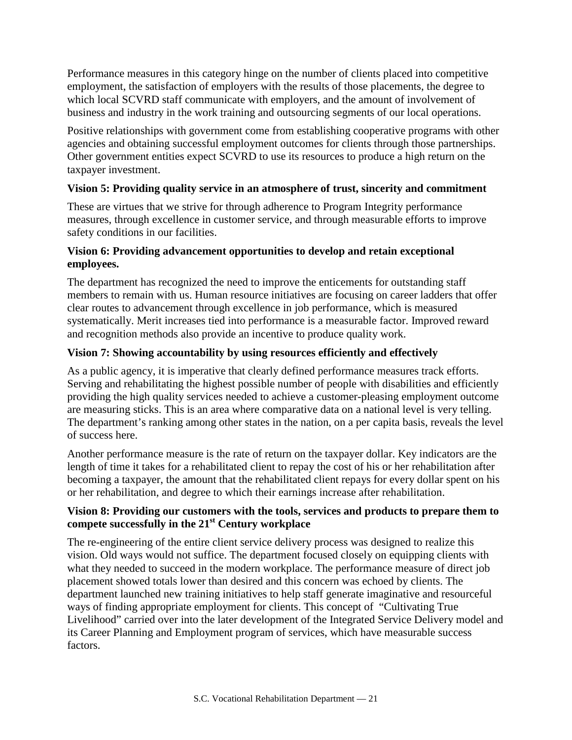Performance measures in this category hinge on the number of clients placed into competitive employment, the satisfaction of employers with the results of those placements, the degree to which local SCVRD staff communicate with employers, and the amount of involvement of business and industry in the work training and outsourcing segments of our local operations.

Positive relationships with government come from establishing cooperative programs with other agencies and obtaining successful employment outcomes for clients through those partnerships. Other government entities expect SCVRD to use its resources to produce a high return on the taxpayer investment.

### Vision 5: Providing quality service in an atmosphere of trust, sincerity and commitment

These are virtues that we strive for through adherence to Program Integrity performance measures, through excellence in customer service, and through measurable efforts to improve safety conditions in our facilities.

### Vision 6: Providing advancement opportunities to develop and retain exceptional employees.

The department has recognized the need to improve the enticements for outstanding staff members to remain with us. Human resource initiatives are focusing on career ladders that offer clear routes to advancement through excellence in job performance, which is measured systematically. Merit increases tied into performance is a measurable factor. Improved reward and recognition methods also provide an incentive to produce quality work.

### Vision 7: Showing accountability by using resources efficiently and effectively

As a public agency, it is imperative that clearly defined performance measures track efforts. Serving and rehabilitating the highest possible number of people with disabilities and efficiently providing the high quality services needed to achieve a customer-pleasing employment outcome are measuring sticks. This is an area where comparative data on a national level is very telling. The department's ranking among other states in the nation, on a per capita basis, reveals the level of success here.

Another performance measure is the rate of return on the taxpayer dollar. Key indicators are the length of time it takes for a rehabilitated client to repay the cost of his or her rehabilitation after becoming a taxpayer, the amount that the rehabilitated client repays for every dollar spent on his or her rehabilitation, and degree to which their earnings increase after rehabilitation.

### Vision 8: Providing our customers with the tools, services and products to prepare them to compete successfully in the 21st Century workplace

The re-engineering of the entire client service delivery process was designed to realize this vision. Old ways would not suffice. The department focused closely on equipping clients with what they needed to succeed in the modern workplace. The performance measure of direct job placement showed totals lower than desired and this concern was echoed by clients. The department launched new training initiatives to help staff generate imaginative and resourceful ways of finding appropriate employment for clients. This concept of "Cultivating True Livelihood" carried over into the later development of the Integrated Service Delivery model and its Career Planning and Employment program of services, which have measurable success factors.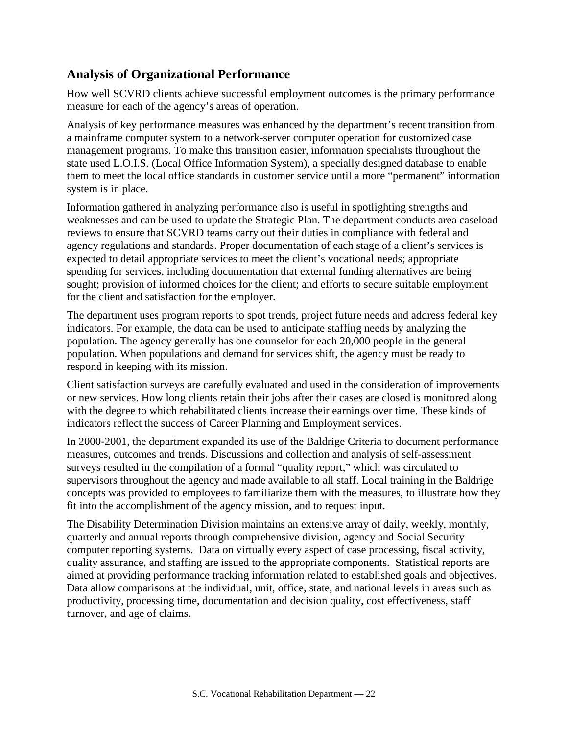## Analysis of Organizational Performance

How well SCVRD clients achieve successful employment outcomes is the primary performance measure for each of the agency's areas of operation.

Analysis of key performance measures was enhanced by the department's recent transition from a mainframe computer system to a network-server computer operation for customized case management programs. To make this transition easier, information specialists throughout the state used L.O.I.S. (Local Office Information System), a specially designed database to enable them to meet the local office standards in customer service until a more "permanent" information system is in place.

Information gathered in analyzing performance also is useful in spotlighting strengths and weaknesses and can be used to update the Strategic Plan. The department conducts area caseload reviews to ensure that SCVRD teams carry out their duties in compliance with federal and agency regulations and standards. Proper documentation of each stage of a client's services is expected to detail appropriate services to meet the client's vocational needs; appropriate spending for services, including documentation that external funding alternatives are being sought; provision of informed choices for the client; and efforts to secure suitable employment for the client and satisfaction for the employer.

The department uses program reports to spot trends, project future needs and address federal key indicators. For example, the data can be used to anticipate staffing needs by analyzing the population. The agency generally has one counselor for each 20,000 people in the general population. When populations and demand for services shift, the agency must be ready to respond in keeping with its mission.

Client satisfaction surveys are carefully evaluated and used in the consideration of improvements or new services. How long clients retain their jobs after their cases are closed is monitored along with the degree to which rehabilitated clients increase their earnings over time. These kinds of indicators reflect the success of Career Planning and Employment services.

In 2000-2001, the department expanded its use of the Baldrige Criteria to document performance measures, outcomes and trends. Discussions and collection and analysis of self-assessment surveys resulted in the compilation of a formal "quality report," which was circulated to supervisors throughout the agency and made available to all staff. Local training in the Baldrige concepts was provided to employees to familiarize them with the measures, to illustrate how they fit into the accomplishment of the agency mission, and to request input.

The Disability Determination Division maintains an extensive array of daily, weekly, monthly, quarterly and annual reports through comprehensive division, agency and Social Security computer reporting systems. Data on virtually every aspect of case processing, fiscal activity, quality assurance, and staffing are issued to the appropriate components. Statistical reports are aimed at providing performance tracking information related to established goals and objectives. Data allow comparisons at the individual, unit, office, state, and national levels in areas such as productivity, processing time, documentation and decision quality, cost effectiveness, staff turnover, and age of claims.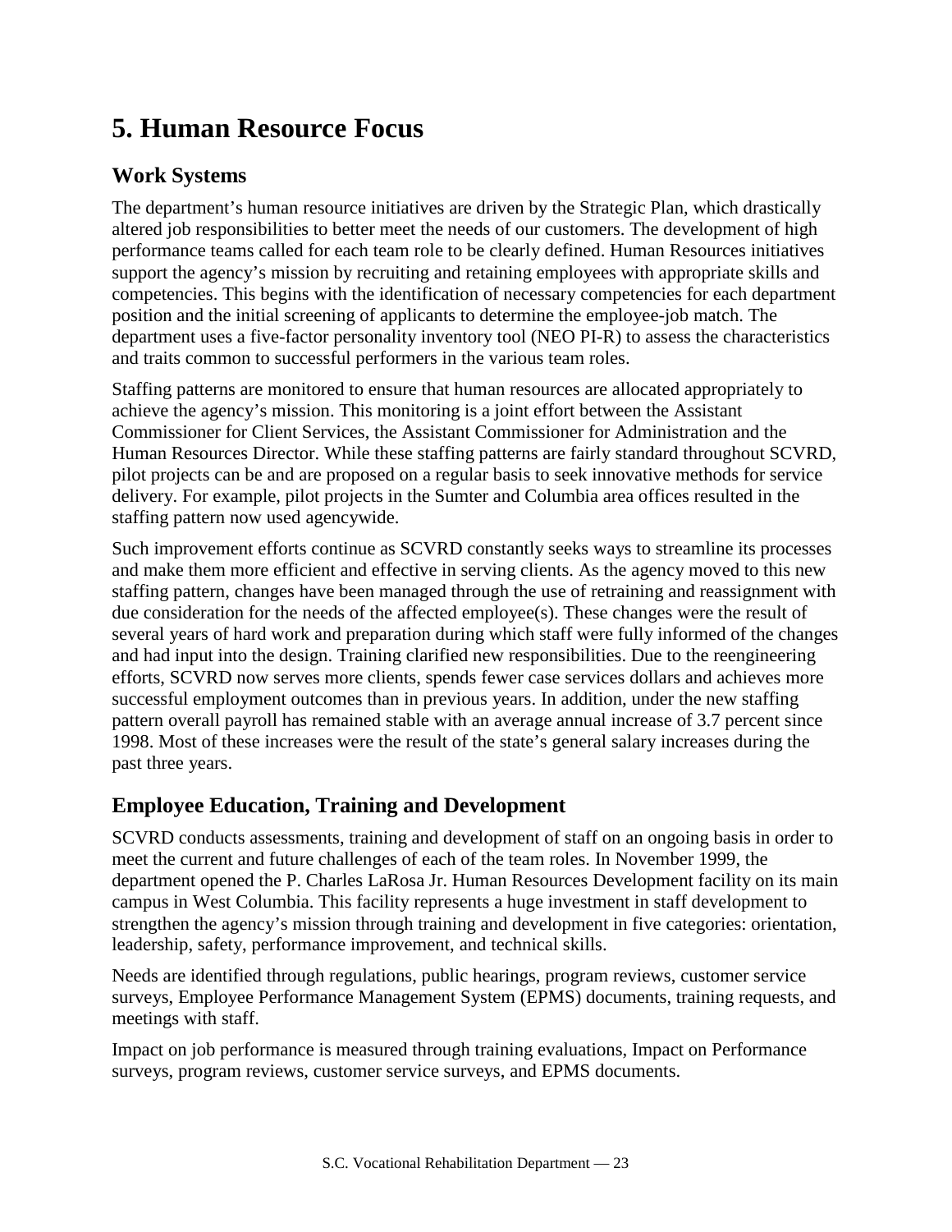# 5. Human Resource Focus

## Work Systems

The department's human resource initiatives are driven by the Strategic Plan, which drastically altered job responsibilities to better meet the needs of our customers. The development of high performance teams called for each team role to be clearly defined. Human Resources initiatives support the agency's mission by recruiting and retaining employees with appropriate skills and competencies. This begins with the identification of necessary competencies for each department position and the initial screening of applicants to determine the employee-job match. The department uses a five-factor personality inventory tool (NEO PI-R) to assess the characteristics and traits common to successful performers in the various team roles.

Staffing patterns are monitored to ensure that human resources are allocated appropriately to achieve the agency's mission. This monitoring is a joint effort between the Assistant Commissioner for Client Services, the Assistant Commissioner for Administration and the Human Resources Director. While these staffing patterns are fairly standard throughout SCVRD, pilot projects can be and are proposed on a regular basis to seek innovative methods for service delivery. For example, pilot projects in the Sumter and Columbia area offices resulted in the staffing pattern now used agencywide.

Such improvement efforts continue as SCVRD constantly seeks ways to streamline its processes and make them more efficient and effective in serving clients. As the agency moved to this new staffing pattern, changes have been managed through the use of retraining and reassignment with due consideration for the needs of the affected employee(s). These changes were the result of several years of hard work and preparation during which staff were fully informed of the changes and had input into the design. Training clarified new responsibilities. Due to the reengineering efforts, SCVRD now serves more clients, spends fewer case services dollars and achieves more successful employment outcomes than in previous years. In addition, under the new staffing pattern overall payroll has remained stable with an average annual increase of 3.7 percent since 1998. Most of these increases were the result of the state's general salary increases during the past three years.

## Employee Education, Training and Development

SCVRD conducts assessments, training and development of staff on an ongoing basis in order to meet the current and future challenges of each of the team roles. In November 1999, the department opened the P. Charles LaRosa Jr. Human Resources Development facility on its main campus in West Columbia. This facility represents a huge investment in staff development to strengthen the agency's mission through training and development in five categories: orientation, leadership, safety, performance improvement, and technical skills.

Needs are identified through regulations, public hearings, program reviews, customer service surveys, Employee Performance Management System (EPMS) documents, training requests, and meetings with staff.

Impact on job performance is measured through training evaluations, Impact on Performance surveys, program reviews, customer service surveys, and EPMS documents.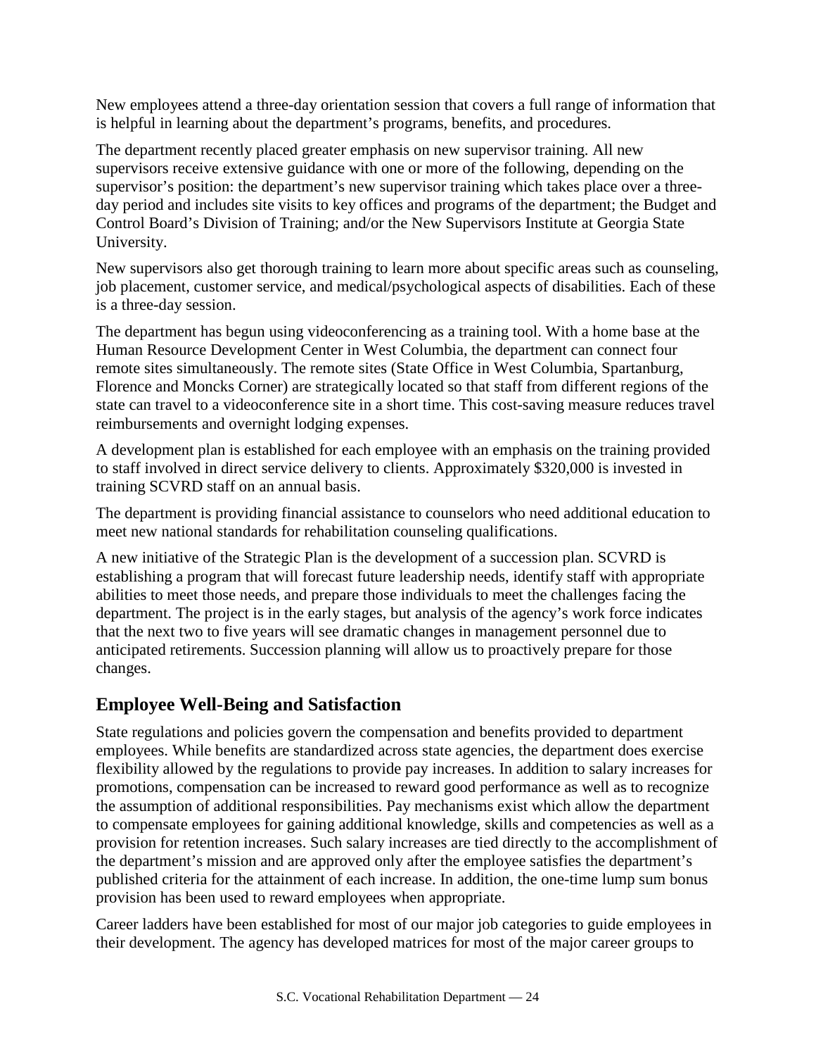New employees attend a three-day orientation session that covers a full range of information that is helpful in learning about the department's programs, benefits, and procedures.

The department recently placed greater emphasis on new supervisor training. All new supervisors receive extensive guidance with one or more of the following, depending on the supervisor's position: the department's new supervisor training which takes place over a three-day period and includes site visits to key offices and programs of the department; the Budget and Control Board's Division of Training; and/or the New Supervisors Institute at Georgia State University.

New supervisors also get thorough training to learn more about specific areas such as counseling, job placement, customer service, and medical/psychological aspects of disabilities. Each of these is a three-day session.

The department has begun using videoconferencing as a training tool. With a home base at the Human Resource Development Center in West Columbia, the department can connect four remote sites simultaneously. The remote sites (State Office in West Columbia, Spartanburg, Florence and Moncks Corner) are strategically located so that staff from different regions of the state can travel to a videoconference site in a short time. This cost-saving measure reduces travel reimbursements and overnight lodging expenses.

A development plan is established for each employee with an emphasis on the training provided to staff involved in direct service delivery to clients. Approximately $320,000 is invested in training SCVRD staff on an annual basis.

The department is providing financial assistance to counselors who need additional education to meet new national standards for rehabilitation counseling qualifications.

A new initiative of the Strategic Plan is the development of a succession plan. SCVRD is establishing a program that will forecast future leadership needs, identify staff with appropriate abilities to meet those needs, and prepare those individuals to meet the challenges facing the department. The project is in the early stages, but analysis of the agency's work force indicates that the next two to five years will see dramatic changes in management personnel due to anticipated retirements. Succession planning will allow us to proactively prepare for those changes.

## Employee Well-Being and Satisfaction

State regulations and policies govern the compensation and benefits provided to department employees. While benefits are standardized across state agencies, the department does exercise flexibility allowed by the regulations to provide pay increases. In addition to salary increases for promotions, compensation can be increased to reward good performance as well as to recognize the assumption of additional responsibilities. Pay mechanisms exist which allow the department to compensate employees for gaining additional knowledge, skills and competencies as well as a provision for retention increases. Such salary increases are tied directly to the accomplishment of the department's mission and are approved only after the employee satisfies the department's published criteria for the attainment of each increase. In addition, the one-time lump sum bonus provision has been used to reward employees when appropriate.

Career ladders have been established for most of our major job categories to guide employees in their development. The agency has developed matrices for most of the major career groups to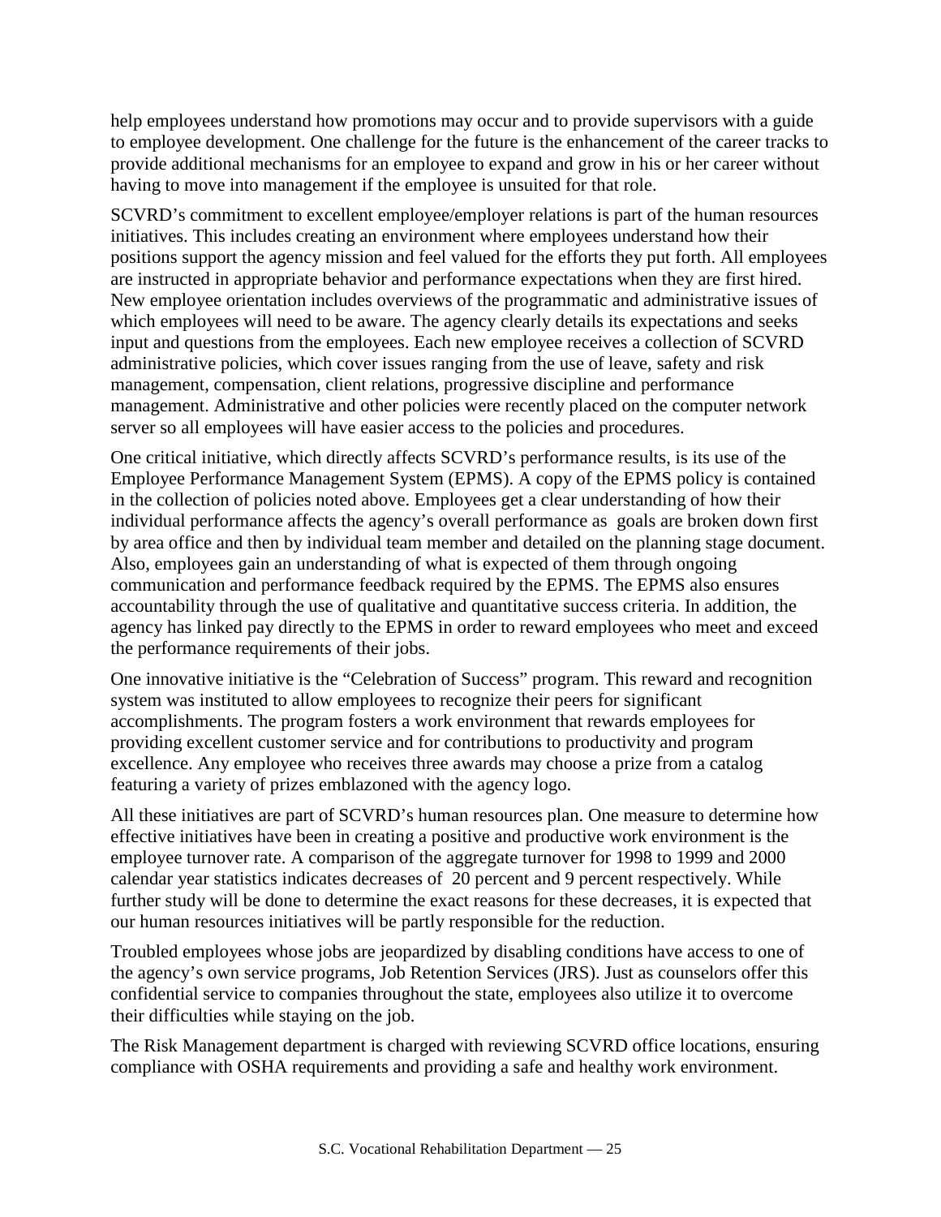help employees understand how promotions may occur and to provide supervisors with a guide to employee development. One challenge for the future is the enhancement of the career tracks to provide additional mechanisms for an employee to expand and grow in his or her career without having to move into management if the employee is unsuited for that role.

SCVRD's commitment to excellent employee/employer relations is part of the human resources initiatives. This includes creating an environment where employees understand how their positions support the agency mission and feel valued for the efforts they put forth. All employees are instructed in appropriate behavior and performance expectations when they are first hired. New employee orientation includes overviews of the programmatic and administrative issues of which employees will need to be aware. The agency clearly details its expectations and seeks input and questions from the employees. Each new employee receives a collection of SCVRD administrative policies, which cover issues ranging from the use of leave, safety and risk management, compensation, client relations, progressive discipline and performance management. Administrative and other policies were recently placed on the computer network server so all employees will have easier access to the policies and procedures.

One critical initiative, which directly affects SCVRD's performance results, is its use of the Employee Performance Management System (EPMS). A copy of the EPMS policy is contained in the collection of policies noted above. Employees get a clear understanding of how their individual performance affects the agency's overall performance as goals are broken down first by area office and then by individual team member and detailed on the planning stage document. Also, employees gain an understanding of what is expected of them through ongoing communication and performance feedback required by the EPMS. The EPMS also ensures accountability through the use of qualitative and quantitative success criteria. In addition, the agency has linked pay directly to the EPMS in order to reward employees who meet and exceed the performance requirements of their jobs.

One innovative initiative is the "Celebration of Success" program. This reward and recognition system was instituted to allow employees to recognize their peers for significant accomplishments. The program fosters a work environment that rewards employees for providing excellent customer service and for contributions to productivity and program excellence. Any employee who receives three awards may choose a prize from a catalog featuring a variety of prizes emblazoned with the agency logo.

All these initiatives are part of SCVRD's human resources plan. One measure to determine how effective initiatives have been in creating a positive and productive work environment is the employee turnover rate. A comparison of the aggregate turnover for 1998 to 1999 and 2000 calendar year statistics indicates decreases of 20 percent and 9 percent respectively. While further study will be done to determine the exact reasons for these decreases, it is expected that our human resources initiatives will be partly responsible for the reduction.

Troubled employees whose jobs are jeopardized by disabling conditions have access to one of the agency's own service programs, Job Retention Services (JRS). Just as counselors offer this confidential service to companies throughout the state, employees also utilize it to overcome their difficulties while staying on the job.

The Risk Management department is charged with reviewing SCVRD office locations, ensuring compliance with OSHA requirements and providing a safe and healthy work environment.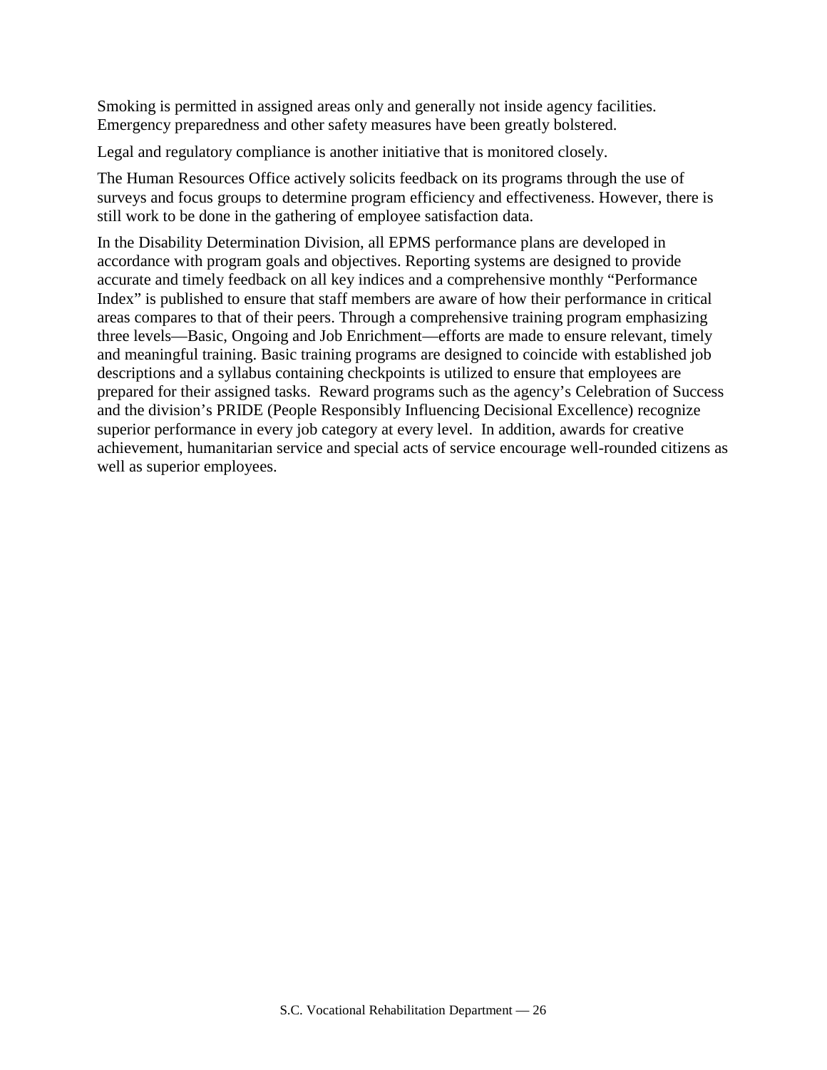Smoking is permitted in assigned areas only and generally not inside agency facilities. Emergency preparedness and other safety measures have been greatly bolstered.

Legal and regulatory compliance is another initiative that is monitored closely.

The Human Resources Office actively solicits feedback on its programs through the use of surveys and focus groups to determine program efficiency and effectiveness. However, there is still work to be done in the gathering of employee satisfaction data.

In the Disability Determination Division, all EPMS performance plans are developed in accordance with program goals and objectives. Reporting systems are designed to provide accurate and timely feedback on all key indices and a comprehensive monthly "Performance Index" is published to ensure that staff members are aware of how their performance in critical areas compares to that of their peers. Through a comprehensive training program emphasizing three levels—Basic, Ongoing and Job Enrichment—efforts are made to ensure relevant, timely and meaningful training. Basic training programs are designed to coincide with established job descriptions and a syllabus containing checkpoints is utilized to ensure that employees are prepared for their assigned tasks. Reward programs such as the agency's Celebration of Success and the division's PRIDE (People Responsibly Influencing Decisional Excellence) recognize superior performance in every job category at every level. In addition, awards for creative achievement, humanitarian service and special acts of service encourage well-rounded citizens as well as superior employees.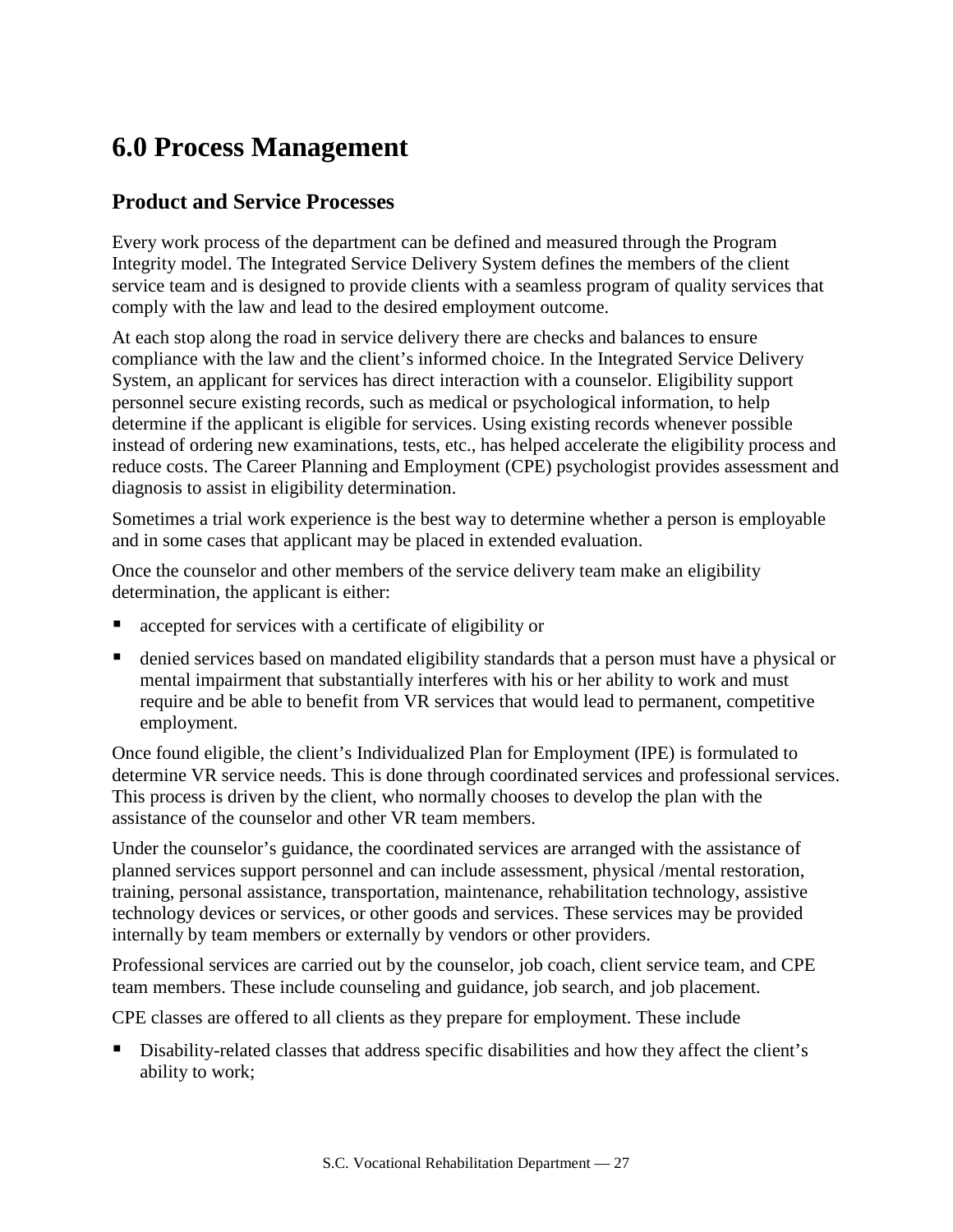# 6.0 Process Management

## Product and Service Processes

Every work process of the department can be defined and measured through the Program Integrity model. The Integrated Service Delivery System defines the members of the client service team and is designed to provide clients with a seamless program of quality services that comply with the law and lead to the desired employment outcome.

At each stop along the road in service delivery there are checks and balances to ensure compliance with the law and the client's informed choice. In the Integrated Service Delivery System, an applicant for services has direct interaction with a counselor. Eligibility support personnel secure existing records, such as medical or psychological information, to help determine if the applicant is eligible for services. Using existing records whenever possible instead of ordering new examinations, tests, etc., has helped accelerate the eligibility process and reduce costs. The Career Planning and Employment (CPE) psychologist provides assessment and diagnosis to assist in eligibility determination.

Sometimes a trial work experience is the best way to determine whether a person is employable and in some cases that applicant may be placed in extended evaluation.

Once the counselor and other members of the service delivery team make an eligibility determination, the applicant is either:

- accepted for services with a certificate of eligibility or
- denied services based on mandated eligibility standards that a person must have a physical or mental impairment that substantially interferes with his or her ability to work and must require and be able to benefit from VR services that would lead to permanent, competitive employment.

Once found eligible, the client's Individualized Plan for Employment (IPE) is formulated to determine VR service needs. This is done through coordinated services and professional services. This process is driven by the client, who normally chooses to develop the plan with the assistance of the counselor and other VR team members.

Under the counselor's guidance, the coordinated services are arranged with the assistance of planned services support personnel and can include assessment, physical /mental restoration, training, personal assistance, transportation, maintenance, rehabilitation technology, assistive technology devices or services, or other goods and services. These services may be provided internally by team members or externally by vendors or other providers.

Professional services are carried out by the counselor, job coach, client service team, and CPE team members. These include counseling and guidance, job search, and job placement.

CPE classes are offered to all clients as they prepare for employment. These include

- Disability-related classes that address specific disabilities and how they affect the client's ability to work;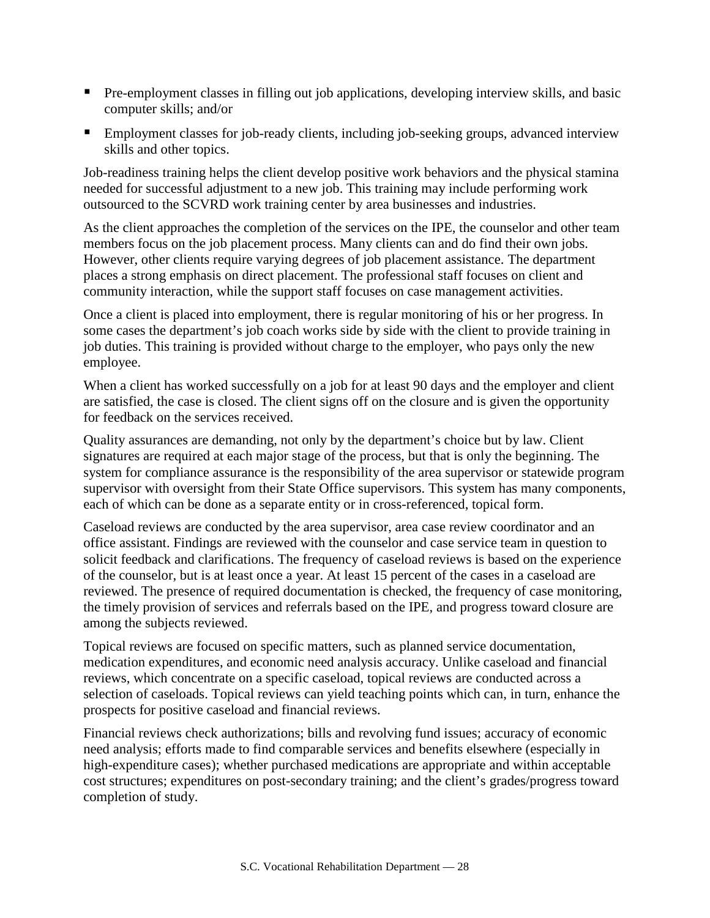- Pre-employment classes in filling out job applications, developing interview skills, and basic computer skills; and/or
- Employment classes for job-ready clients, including job-seeking groups, advanced interview skills and other topics.

Job-readiness training helps the client develop positive work behaviors and the physical stamina needed for successful adjustment to a new job. This training may include performing work outsourced to the SCVRD work training center by area businesses and industries.

As the client approaches the completion of the services on the IPE, the counselor and other team members focus on the job placement process. Many clients can and do find their own jobs. However, other clients require varying degrees of job placement assistance. The department places a strong emphasis on direct placement. The professional staff focuses on client and community interaction, while the support staff focuses on case management activities.

Once a client is placed into employment, there is regular monitoring of his or her progress. In some cases the department's job coach works side by side with the client to provide training in job duties. This training is provided without charge to the employer, who pays only the new employee.

When a client has worked successfully on a job for at least 90 days and the employer and client are satisfied, the case is closed. The client signs off on the closure and is given the opportunity for feedback on the services received.

Quality assurances are demanding, not only by the department's choice but by law. Client signatures are required at each major stage of the process, but that is only the beginning. The system for compliance assurance is the responsibility of the area supervisor or statewide program supervisor with oversight from their State Office supervisors. This system has many components, each of which can be done as a separate entity or in cross-referenced, topical form.

Caseload reviews are conducted by the area supervisor, area case review coordinator and an office assistant. Findings are reviewed with the counselor and case service team in question to solicit feedback and clarifications. The frequency of caseload reviews is based on the experience of the counselor, but is at least once a year. At least 15 percent of the cases in a caseload are reviewed. The presence of required documentation is checked, the frequency of case monitoring, the timely provision of services and referrals based on the IPE, and progress toward closure are among the subjects reviewed.

Topical reviews are focused on specific matters, such as planned service documentation, medication expenditures, and economic need analysis accuracy. Unlike caseload and financial reviews, which concentrate on a specific caseload, topical reviews are conducted across a selection of caseloads. Topical reviews can yield teaching points which can, in turn, enhance the prospects for positive caseload and financial reviews.

Financial reviews check authorizations; bills and revolving fund issues; accuracy of economic need analysis; efforts made to find comparable services and benefits elsewhere (especially in high-expenditure cases); whether purchased medications are appropriate and within acceptable cost structures; expenditures on post-secondary training; and the client's grades/progress toward completion of study.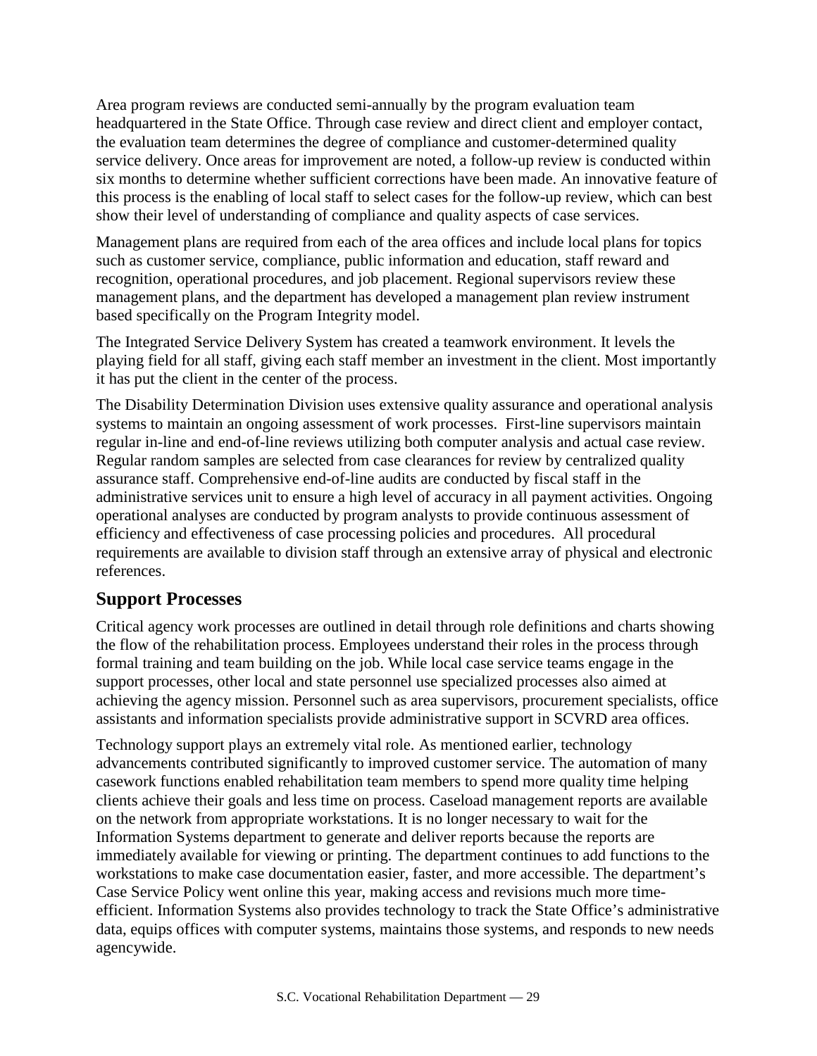Area program reviews are conducted semi-annually by the program evaluation team headquartered in the State Office. Through case review and direct client and employer contact, the evaluation team determines the degree of compliance and customer-determined quality service delivery. Once areas for improvement are noted, a follow-up review is conducted within six months to determine whether sufficient corrections have been made. An innovative feature of this process is the enabling of local staff to select cases for the follow-up review, which can best show their level of understanding of compliance and quality aspects of case services.

Management plans are required from each of the area offices and include local plans for topics such as customer service, compliance, public information and education, staff reward and recognition, operational procedures, and job placement. Regional supervisors review these management plans, and the department has developed a management plan review instrument based specifically on the Program Integrity model.

The Integrated Service Delivery System has created a teamwork environment. It levels the playing field for all staff, giving each staff member an investment in the client. Most importantly it has put the client in the center of the process.

The Disability Determination Division uses extensive quality assurance and operational analysis systems to maintain an ongoing assessment of work processes. First-line supervisors maintain regular in-line and end-of-line reviews utilizing both computer analysis and actual case review. Regular random samples are selected from case clearances for review by centralized quality assurance staff. Comprehensive end-of-line audits are conducted by fiscal staff in the administrative services unit to ensure a high level of accuracy in all payment activities. Ongoing operational analyses are conducted by program analysts to provide continuous assessment of efficiency and effectiveness of case processing policies and procedures. All procedural requirements are available to division staff through an extensive array of physical and electronic references.

## Support Processes

Critical agency work processes are outlined in detail through role definitions and charts showing the flow of the rehabilitation process. Employees understand their roles in the process through formal training and team building on the job. While local case service teams engage in the support processes, other local and state personnel use specialized processes also aimed at achieving the agency mission. Personnel such as area supervisors, procurement specialists, office assistants and information specialists provide administrative support in SCVRD area offices.

Technology support plays an extremely vital role. As mentioned earlier, technology advancements contributed significantly to improved customer service. The automation of many casework functions enabled rehabilitation team members to spend more quality time helping clients achieve their goals and less time on process. Caseload management reports are available on the network from appropriate workstations. It is no longer necessary to wait for the Information Systems department to generate and deliver reports because the reports are immediately available for viewing or printing. The department continues to add functions to the workstations to make case documentation easier, faster, and more accessible. The department's Case Service Policy went online this year, making access and revisions much more time-efficient. Information Systems also provides technology to track the State Office's administrative data, equips offices with computer systems, maintains those systems, and responds to new needs agencywide.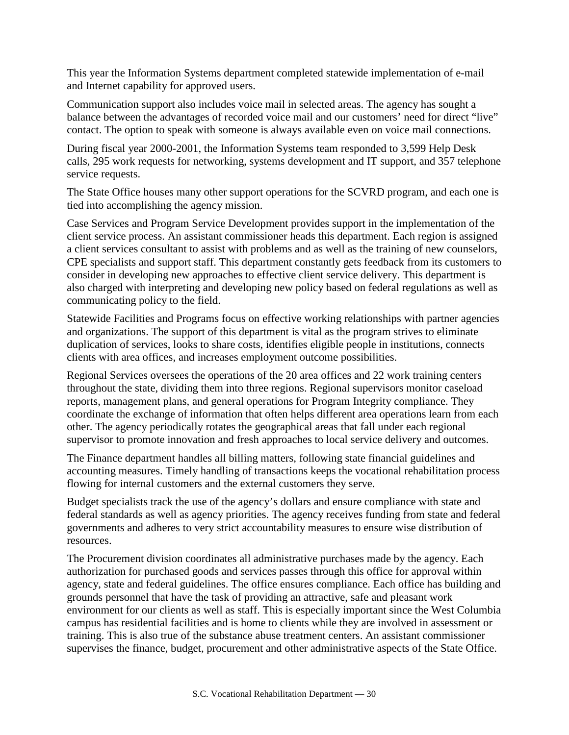This year the Information Systems department completed statewide implementation of e-mail and Internet capability for approved users.

Communication support also includes voice mail in selected areas. The agency has sought a balance between the advantages of recorded voice mail and our customers' need for direct "live" contact. The option to speak with someone is always available even on voice mail connections.

During fiscal year 2000-2001, the Information Systems team responded to 3,599 Help Desk calls, 295 work requests for networking, systems development and IT support, and 357 telephone service requests.

The State Office houses many other support operations for the SCVRD program, and each one is tied into accomplishing the agency mission.

Case Services and Program Service Development provides support in the implementation of the client service process. An assistant commissioner heads this department. Each region is assigned a client services consultant to assist with problems and as well as the training of new counselors, CPE specialists and support staff. This department constantly gets feedback from its customers to consider in developing new approaches to effective client service delivery. This department is also charged with interpreting and developing new policy based on federal regulations as well as communicating policy to the field.

Statewide Facilities and Programs focus on effective working relationships with partner agencies and organizations. The support of this department is vital as the program strives to eliminate duplication of services, looks to share costs, identifies eligible people in institutions, connects clients with area offices, and increases employment outcome possibilities.

Regional Services oversees the operations of the 20 area offices and 22 work training centers throughout the state, dividing them into three regions. Regional supervisors monitor caseload reports, management plans, and general operations for Program Integrity compliance. They coordinate the exchange of information that often helps different area operations learn from each other. The agency periodically rotates the geographical areas that fall under each regional supervisor to promote innovation and fresh approaches to local service delivery and outcomes.

The Finance department handles all billing matters, following state financial guidelines and accounting measures. Timely handling of transactions keeps the vocational rehabilitation process flowing for internal customers and the external customers they serve.

Budget specialists track the use of the agency's dollars and ensure compliance with state and federal standards as well as agency priorities. The agency receives funding from state and federal governments and adheres to very strict accountability measures to ensure wise distribution of resources.

The Procurement division coordinates all administrative purchases made by the agency. Each authorization for purchased goods and services passes through this office for approval within agency, state and federal guidelines. The office ensures compliance. Each office has building and grounds personnel that have the task of providing an attractive, safe and pleasant work environment for our clients as well as staff. This is especially important since the West Columbia campus has residential facilities and is home to clients while they are involved in assessment or training. This is also true of the substance abuse treatment centers. An assistant commissioner supervises the finance, budget, procurement and other administrative aspects of the State Office.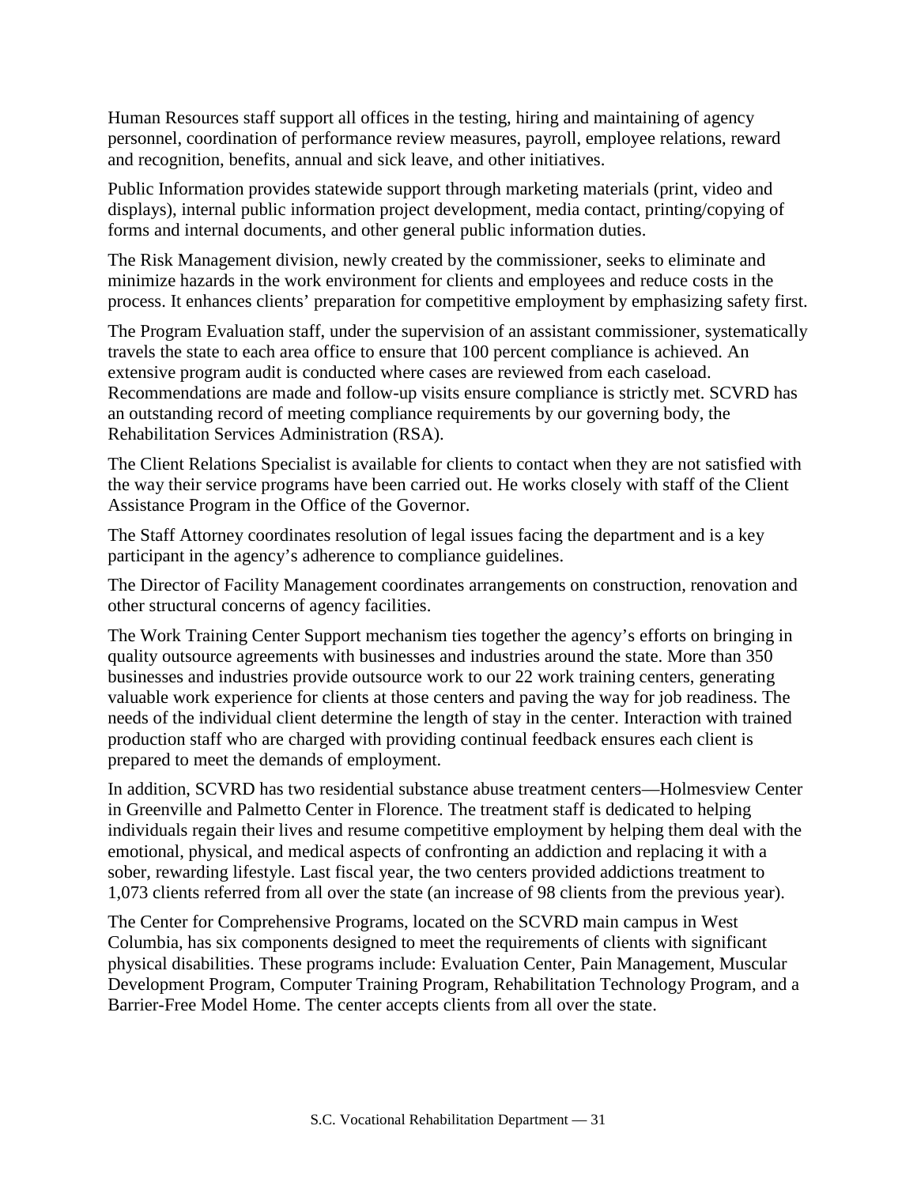Human Resources staff support all offices in the testing, hiring and maintaining of agency personnel, coordination of performance review measures, payroll, employee relations, reward and recognition, benefits, annual and sick leave, and other initiatives.

Public Information provides statewide support through marketing materials (print, video and displays), internal public information project development, media contact, printing/copying of forms and internal documents, and other general public information duties.

The Risk Management division, newly created by the commissioner, seeks to eliminate and minimize hazards in the work environment for clients and employees and reduce costs in the process. It enhances clients' preparation for competitive employment by emphasizing safety first.

The Program Evaluation staff, under the supervision of an assistant commissioner, systematically travels the state to each area office to ensure that 100 percent compliance is achieved. An extensive program audit is conducted where cases are reviewed from each caseload. Recommendations are made and follow-up visits ensure compliance is strictly met. SCVRD has an outstanding record of meeting compliance requirements by our governing body, the Rehabilitation Services Administration (RSA).

The Client Relations Specialist is available for clients to contact when they are not satisfied with the way their service programs have been carried out. He works closely with staff of the Client Assistance Program in the Office of the Governor.

The Staff Attorney coordinates resolution of legal issues facing the department and is a key participant in the agency's adherence to compliance guidelines.

The Director of Facility Management coordinates arrangements on construction, renovation and other structural concerns of agency facilities.

The Work Training Center Support mechanism ties together the agency's efforts on bringing in quality outsource agreements with businesses and industries around the state. More than 350 businesses and industries provide outsource work to our 22 work training centers, generating valuable work experience for clients at those centers and paving the way for job readiness. The needs of the individual client determine the length of stay in the center. Interaction with trained production staff who are charged with providing continual feedback ensures each client is prepared to meet the demands of employment.

In addition, SCVRD has two residential substance abuse treatment centers—Holmesview Center in Greenville and Palmetto Center in Florence. The treatment staff is dedicated to helping individuals regain their lives and resume competitive employment by helping them deal with the emotional, physical, and medical aspects of confronting an addiction and replacing it with a sober, rewarding lifestyle. Last fiscal year, the two centers provided addictions treatment to 1,073 clients referred from all over the state (an increase of 98 clients from the previous year).

The Center for Comprehensive Programs, located on the SCVRD main campus in West Columbia, has six components designed to meet the requirements of clients with significant physical disabilities. These programs include: Evaluation Center, Pain Management, Muscular Development Program, Computer Training Program, Rehabilitation Technology Program, and a Barrier-Free Model Home. The center accepts clients from all over the state.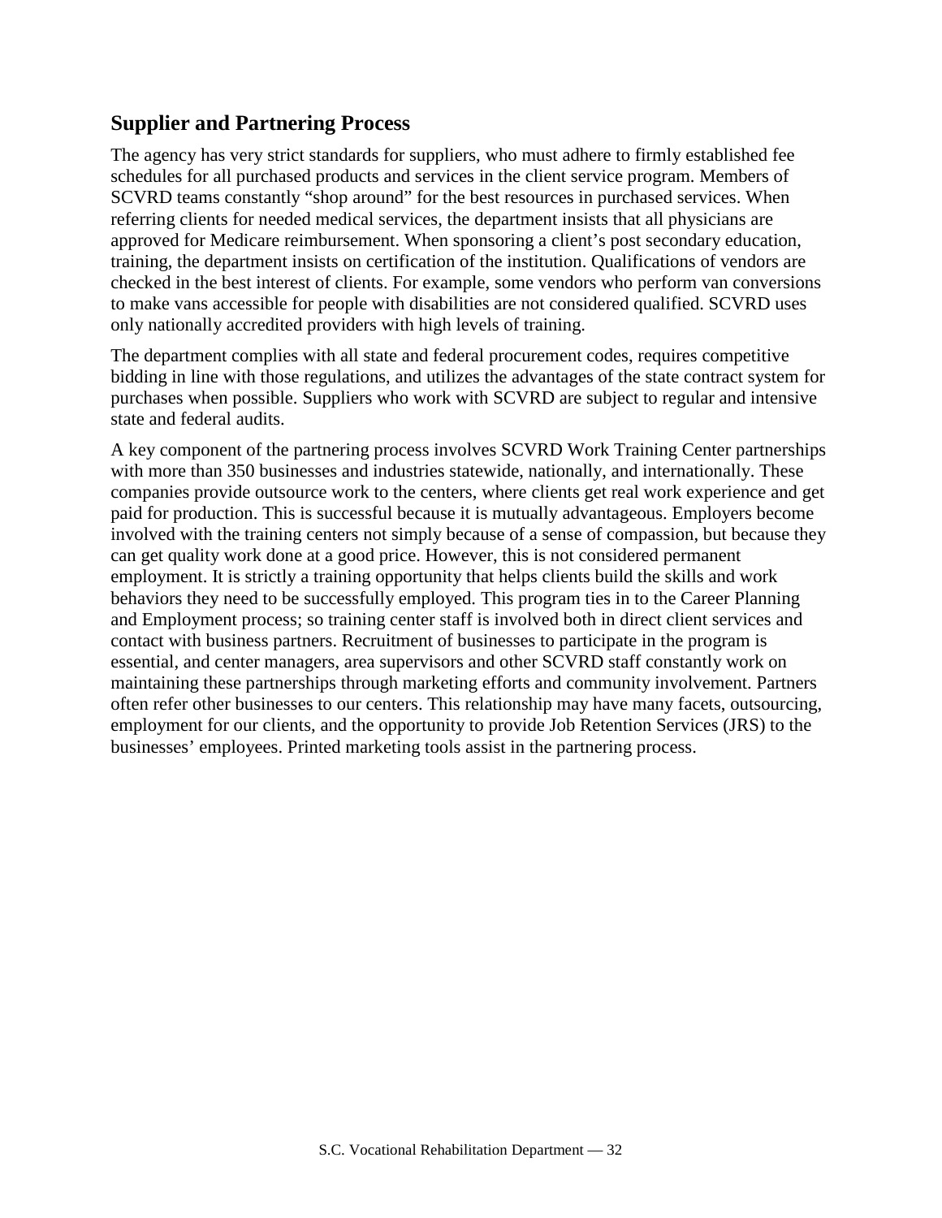## Supplier and Partnering Process

The agency has very strict standards for suppliers, who must adhere to firmly established fee schedules for all purchased products and services in the client service program. Members of SCVRD teams constantly "shop around" for the best resources in purchased services. When referring clients for needed medical services, the department insists that all physicians are approved for Medicare reimbursement. When sponsoring a client's post secondary education, training, the department insists on certification of the institution. Qualifications of vendors are checked in the best interest of clients. For example, some vendors who perform van conversions to make vans accessible for people with disabilities are not considered qualified. SCVRD uses only nationally accredited providers with high levels of training.

The department complies with all state and federal procurement codes, requires competitive bidding in line with those regulations, and utilizes the advantages of the state contract system for purchases when possible. Suppliers who work with SCVRD are subject to regular and intensive state and federal audits.

A key component of the partnering process involves SCVRD Work Training Center partnerships with more than 350 businesses and industries statewide, nationally, and internationally. These companies provide outsource work to the centers, where clients get real work experience and get paid for production. This is successful because it is mutually advantageous. Employers become involved with the training centers not simply because of a sense of compassion, but because they can get quality work done at a good price. However, this is not considered permanent employment. It is strictly a training opportunity that helps clients build the skills and work behaviors they need to be successfully employed. This program ties in to the Career Planning and Employment process; so training center staff is involved both in direct client services and contact with business partners. Recruitment of businesses to participate in the program is essential, and center managers, area supervisors and other SCVRD staff constantly work on maintaining these partnerships through marketing efforts and community involvement. Partners often refer other businesses to our centers. This relationship may have many facets, outsourcing, employment for our clients, and the opportunity to provide Job Retention Services (JRS) to the businesses' employees. Printed marketing tools assist in the partnering process.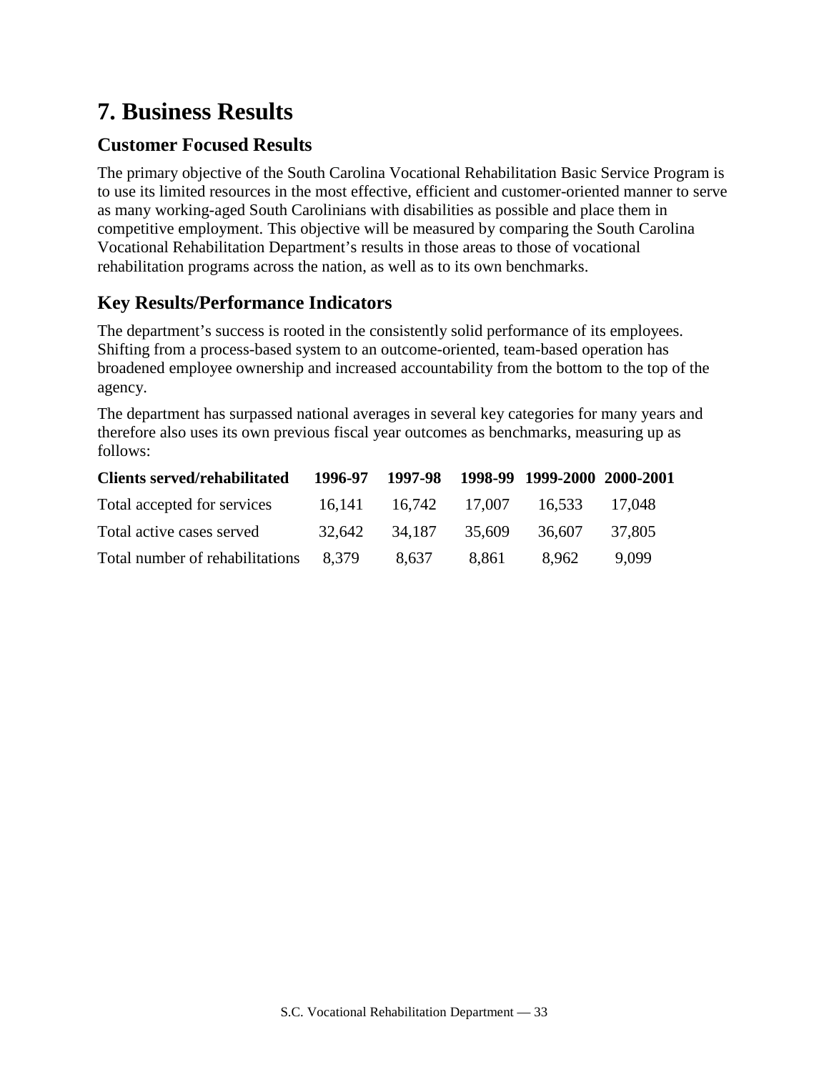# 7. Business Results

## Customer Focused Results

The primary objective of the South Carolina Vocational Rehabilitation Basic Service Program is to use its limited resources in the most effective, efficient and customer-oriented manner to serve as many working-aged South Carolinians with disabilities as possible and place them in competitive employment. This objective will be measured by comparing the South Carolina Vocational Rehabilitation Department's results in those areas to those of vocational rehabilitation programs across the nation, as well as to its own benchmarks.

## Key Results/Performance Indicators

The department's success is rooted in the consistently solid performance of its employees. Shifting from a process-based system to an outcome-oriented, team-based operation has broadened employee ownership and increased accountability from the bottom to the top of the agency.

The department has surpassed national averages in several key categories for many years and therefore also uses its own previous fiscal year outcomes as benchmarks, measuring up as follows:

| Clients served/rehabilitated | 1996-97 | 1997-98 | 1998-99 | 1999-2000 | 2000-2001 |
|---|---|---|---|---|---|
| Total accepted for services | 16,141 | 16,742 | 17,007 | 16,533 | 17,048 |
| Total active cases served | 32,642 | 34,187 | 35,609 | 36,607 | 37,805 |
| Total number of rehabilitations | 8,379 | 8,637 | 8,861 | 8,962 | 9,099 |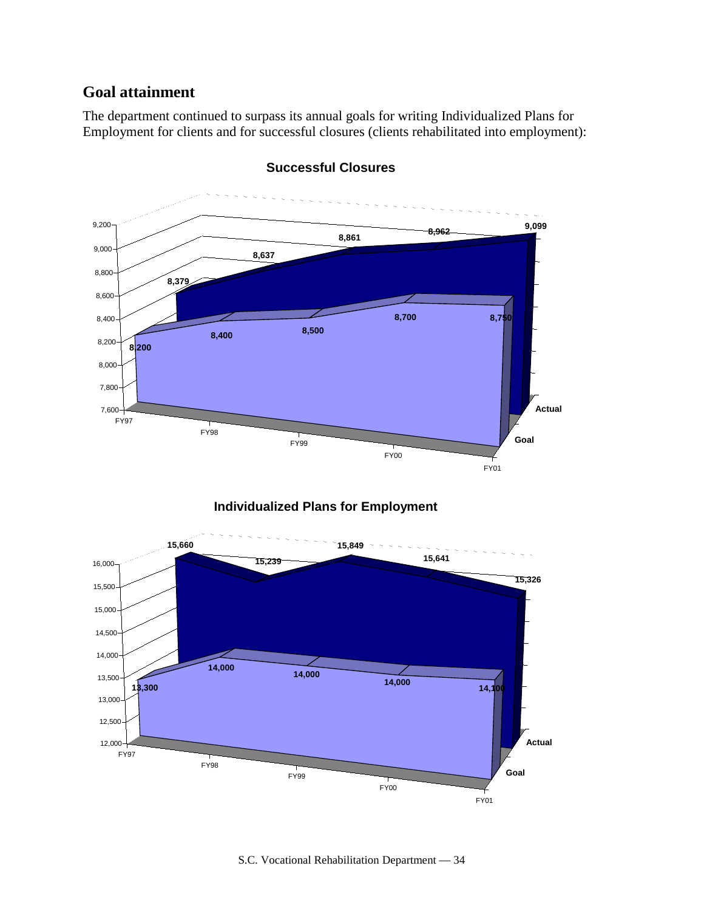## Goal attainment

The department continued to surpass its annual goals for writing Individualized Plans for Employment for clients and for successful closures (clients rehabilitated into employment):

**Successful Closures**

| | FY97 | FY98 | FY99 | FY00 | FY01 |
|---|---|---|---|---|---|
| Goal | 8,200 | 8,400 | 8,500 | 8,700 | 8,750 |
| Actual | 8,379 | 8,637 | 8,861 | 8,962 | 9,099 |

**Individualized Plans for Employment**

| | FY97 | FY98 | FY99 | FY00 | FY01 |
|---|---|---|---|---|---|
| Goal | 13,300 | 14,000 | 14,000 | 14,000 | 14,100 |
| Actual | 15,660 | 15,239 | 15,849 | 15,641 | 15,326 |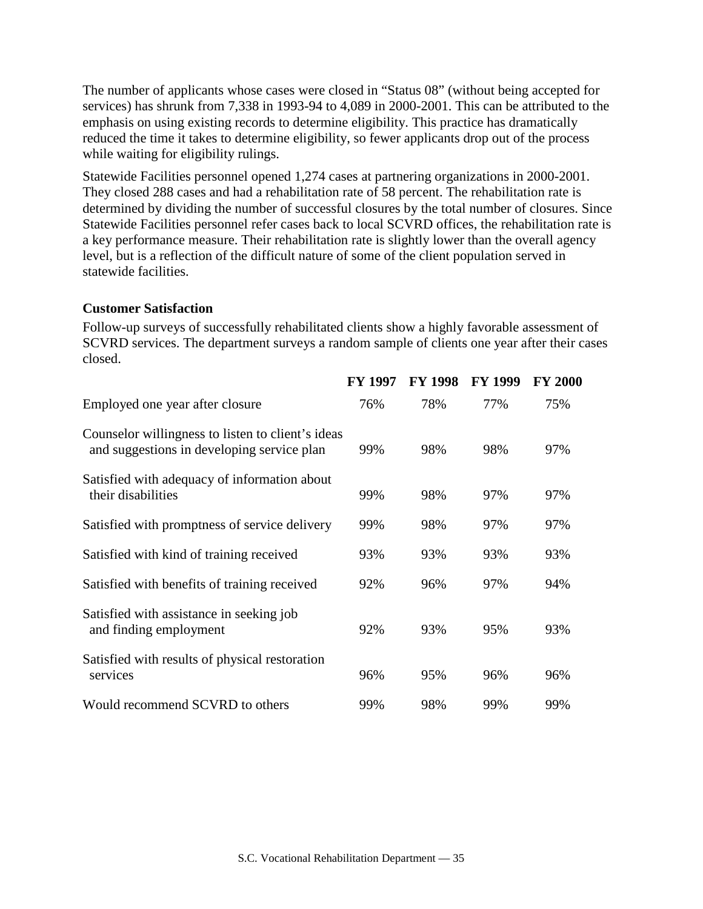The number of applicants whose cases were closed in "Status 08" (without being accepted for services) has shrunk from 7,338 in 1993-94 to 4,089 in 2000-2001. This can be attributed to the emphasis on using existing records to determine eligibility. This practice has dramatically reduced the time it takes to determine eligibility, so fewer applicants drop out of the process while waiting for eligibility rulings.

Statewide Facilities personnel opened 1,274 cases at partnering organizations in 2000-2001. They closed 288 cases and had a rehabilitation rate of 58 percent. The rehabilitation rate is determined by dividing the number of successful closures by the total number of closures. Since Statewide Facilities personnel refer cases back to local SCVRD offices, the rehabilitation rate is a key performance measure. Their rehabilitation rate is slightly lower than the overall agency level, but is a reflection of the difficult nature of some of the client population served in statewide facilities.

### Customer Satisfaction

Follow-up surveys of successfully rehabilitated clients show a highly favorable assessment of SCVRD services. The department surveys a random sample of clients one year after their cases closed.

| | FY 1997 | FY 1998 | FY 1999 | FY 2000 |
|---|---|---|---|---|
| Employed one year after closure | 76% | 78% | 77% | 75% |
| Counselor willingness to listen to client's ideas and suggestions in developing service plan | 99% | 98% | 98% | 97% |
| Satisfied with adequacy of information about their disabilities | 99% | 98% | 97% | 97% |
| Satisfied with promptness of service delivery | 99% | 98% | 97% | 97% |
| Satisfied with kind of training received | 93% | 93% | 93% | 93% |
| Satisfied with benefits of training received | 92% | 96% | 97% | 94% |
| Satisfied with assistance in seeking job and finding employment | 92% | 93% | 95% | 93% |
| Satisfied with results of physical restoration services | 96% | 95% | 96% | 96% |
| Would recommend SCVRD to others | 99% | 98% | 99% | 99% |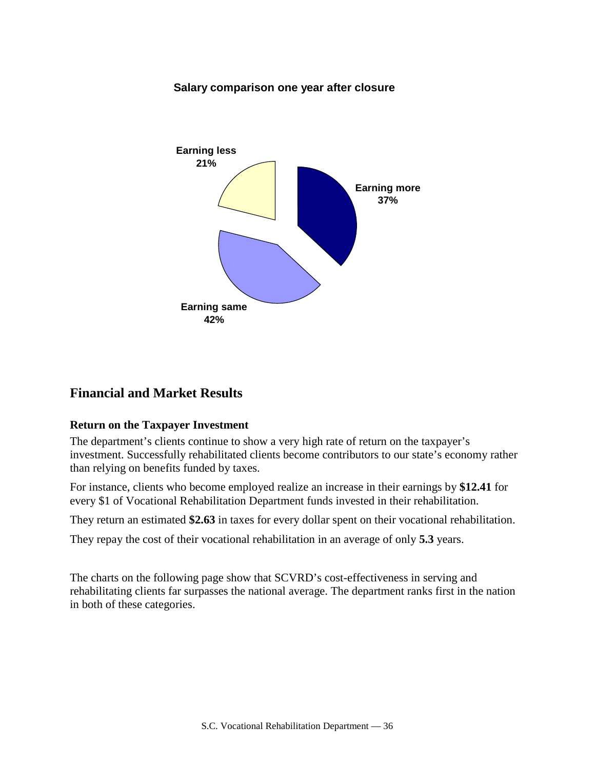**Salary comparison one year after closure**

Earning less 21%

Earning more 37%

Earning same 42%

## Financial and Market Results

### Return on the Taxpayer Investment

The department's clients continue to show a very high rate of return on the taxpayer's investment. Successfully rehabilitated clients become contributors to our state's economy rather than relying on benefits funded by taxes.

For instance, clients who become employed realize an increase in their earnings by **$12.41** for every $1 of Vocational Rehabilitation Department funds invested in their rehabilitation.

They return an estimated **$2.63** in taxes for every dollar spent on their vocational rehabilitation.

They repay the cost of their vocational rehabilitation in an average of only **5.3** years.

The charts on the following page show that SCVRD's cost-effectiveness in serving and rehabilitating clients far surpasses the national average. The department ranks first in the nation in both of these categories.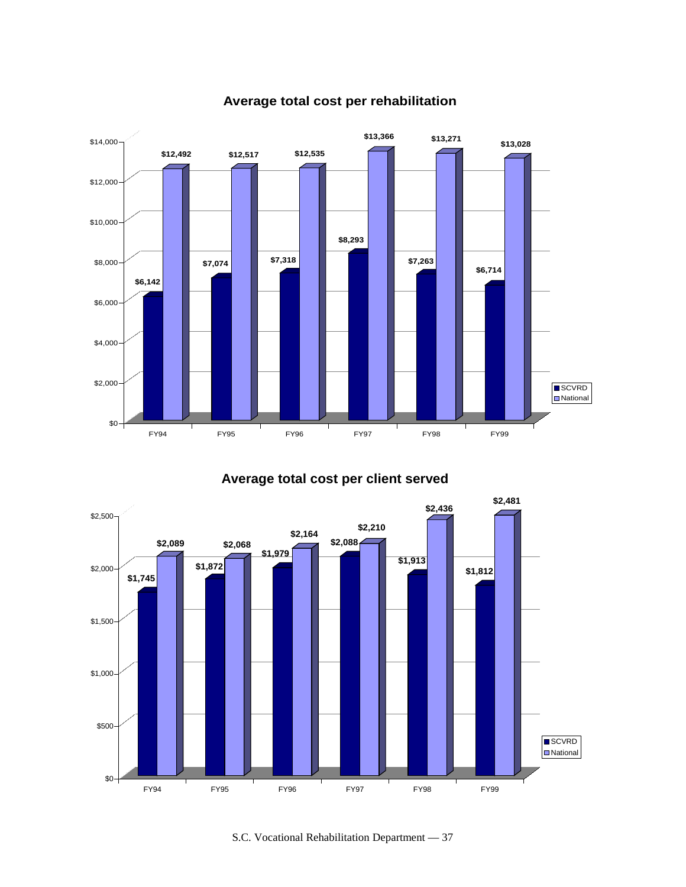## Average total cost per rehabilitation

| | FY94 | FY95 | FY96 | FY97 | FY98 | FY99 |
|---|---|---|---|---|---|---|
| SCVRD | $6,142 | $7,074 | $7,318 | $8,293 | $7,263 | $6,714 |
| National | $12,492 | $12,517 | $12,535 | $13,366 | $13,271 | $13,028 |

## Average total cost per client served

| | FY94 | FY95 | FY96 | FY97 | FY98 | FY99 |
|---|---|---|---|---|---|---|
| SCVRD | $1,745 | $1,872 | $1,979 | $2,088 | $1,913 | $1,812 |
| National | $2,089 | $2,068 | $2,164 | $2,210 | $2,436 | $2,481 |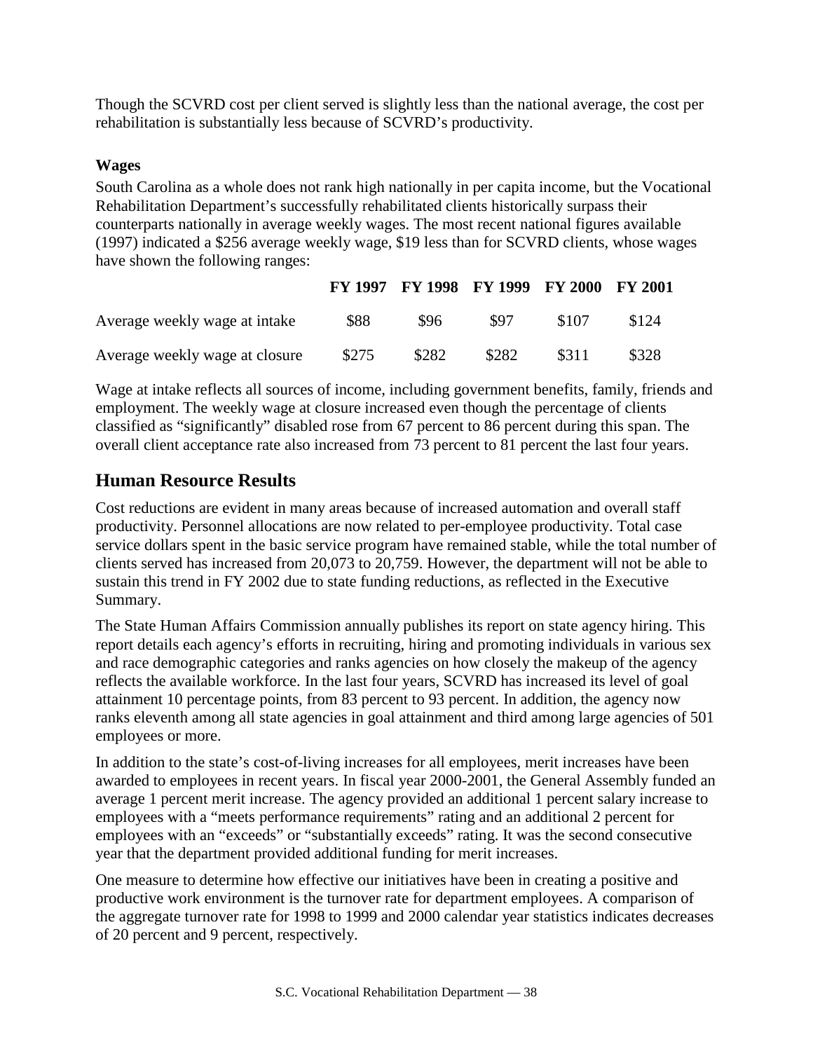Though the SCVRD cost per client served is slightly less than the national average, the cost per rehabilitation is substantially less because of SCVRD's productivity.

**Wages**

South Carolina as a whole does not rank high nationally in per capita income, but the Vocational Rehabilitation Department's successfully rehabilitated clients historically surpass their counterparts nationally in average weekly wages. The most recent national figures available (1997) indicated a $256 average weekly wage, $19 less than for SCVRD clients, whose wages have shown the following ranges:

| | FY 1997 | FY 1998 | FY 1999 | FY 2000 | FY 2001 |
|---|---|---|---|---|---|
| Average weekly wage at intake | $88 | $96 | $97 | $107 | $124 |
| Average weekly wage at closure | $275 | $282 | $282 | $311 | $328 |

Wage at intake reflects all sources of income, including government benefits, family, friends and employment. The weekly wage at closure increased even though the percentage of clients classified as "significantly" disabled rose from 67 percent to 86 percent during this span. The overall client acceptance rate also increased from 73 percent to 81 percent the last four years.

## Human Resource Results

Cost reductions are evident in many areas because of increased automation and overall staff productivity. Personnel allocations are now related to per-employee productivity. Total case service dollars spent in the basic service program have remained stable, while the total number of clients served has increased from 20,073 to 20,759. However, the department will not be able to sustain this trend in FY 2002 due to state funding reductions, as reflected in the Executive Summary.

The State Human Affairs Commission annually publishes its report on state agency hiring. This report details each agency's efforts in recruiting, hiring and promoting individuals in various sex and race demographic categories and ranks agencies on how closely the makeup of the agency reflects the available workforce. In the last four years, SCVRD has increased its level of goal attainment 10 percentage points, from 83 percent to 93 percent. In addition, the agency now ranks eleventh among all state agencies in goal attainment and third among large agencies of 501 employees or more.

In addition to the state's cost-of-living increases for all employees, merit increases have been awarded to employees in recent years. In fiscal year 2000-2001, the General Assembly funded an average 1 percent merit increase. The agency provided an additional 1 percent salary increase to employees with a "meets performance requirements" rating and an additional 2 percent for employees with an "exceeds" or "substantially exceeds" rating. It was the second consecutive year that the department provided additional funding for merit increases.

One measure to determine how effective our initiatives have been in creating a positive and productive work environment is the turnover rate for department employees. A comparison of the aggregate turnover rate for 1998 to 1999 and 2000 calendar year statistics indicates decreases of 20 percent and 9 percent, respectively.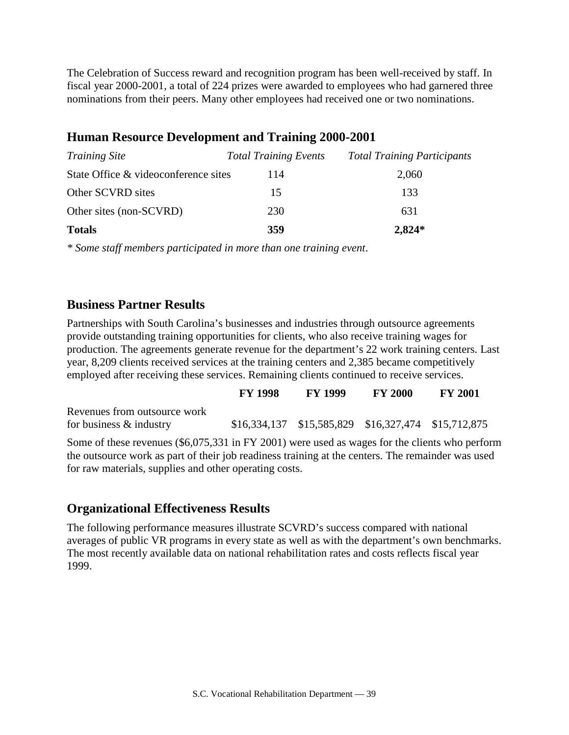The Celebration of Success reward and recognition program has been well-received by staff. In fiscal year 2000-2001, a total of 224 prizes were awarded to employees who had garnered three nominations from their peers. Many other employees had received one or two nominations.

## Human Resource Development and Training 2000-2001

| *Training Site* | *Total Training Events* | *Total Training Participants* |
|---|---|---|
| State Office & videoconference sites | 114 | 2,060 |
| Other SCVRD sites | 15 | 133 |
| Other sites (non-SCVRD) | 230 | 631 |
| **Totals** | **359** | **2,824*** |

*\* Some staff members participated in more than one training event.*

## Business Partner Results

Partnerships with South Carolina's businesses and industries through outsource agreements provide outstanding training opportunities for clients, who also receive training wages for production. The agreements generate revenue for the department's 22 work training centers. Last year, 8,209 clients received services at the training centers and 2,385 became competitively employed after receiving these services. Remaining clients continued to receive services.

| | **FY 1998** | **FY 1999** | **FY 2000** | **FY 2001** |
|---|---|---|---|---|
| Revenues from outsource work for business & industry | $16,334,137 | $15,585,829 | $16,327,474 | $15,712,875 |

Some of these revenues ($6,075,331 in FY 2001) were used as wages for the clients who perform the outsource work as part of their job readiness training at the centers. The remainder was used for raw materials, supplies and other operating costs.

## Organizational Effectiveness Results

The following performance measures illustrate SCVRD's success compared with national averages of public VR programs in every state as well as with the department's own benchmarks. The most recently available data on national rehabilitation rates and costs reflects fiscal year 1999.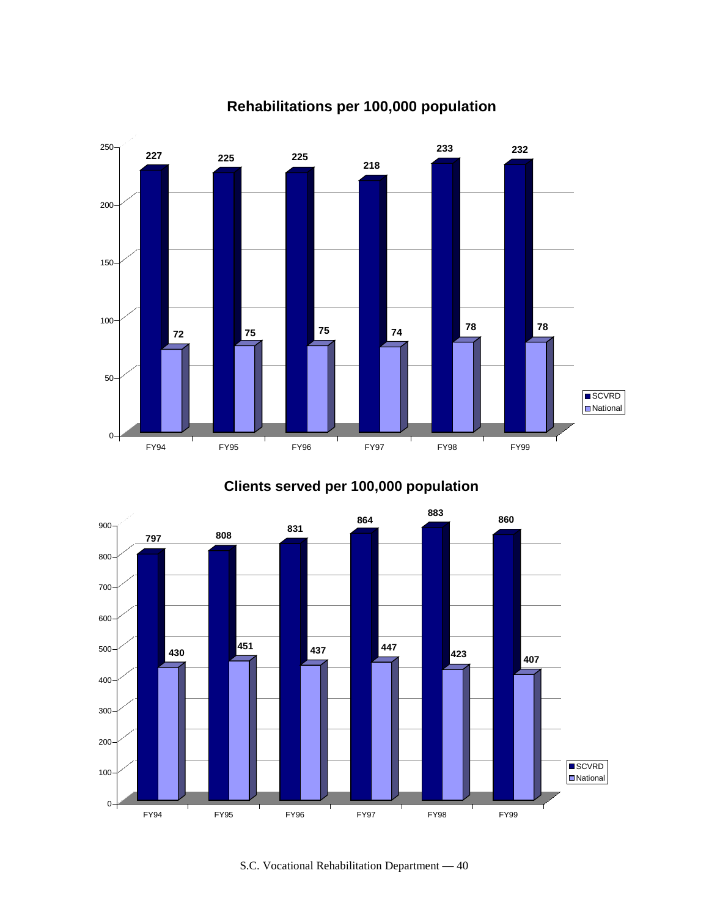## Rehabilitations per 100,000 population

| | FY94 | FY95 | FY96 | FY97 | FY98 | FY99 |
|---|---|---|---|---|---|---|
| SCVRD | 227 | 225 | 225 | 218 | 233 | 232 |
| National | 72 | 75 | 75 | 74 | 78 | 78 |

## Clients served per 100,000 population

| | FY94 | FY95 | FY96 | FY97 | FY98 | FY99 |
|---|---|---|---|---|---|---|
| SCVRD | 797 | 808 | 831 | 864 | 883 | 860 |
| National | 430 | 451 | 437 | 447 | 423 | 407 |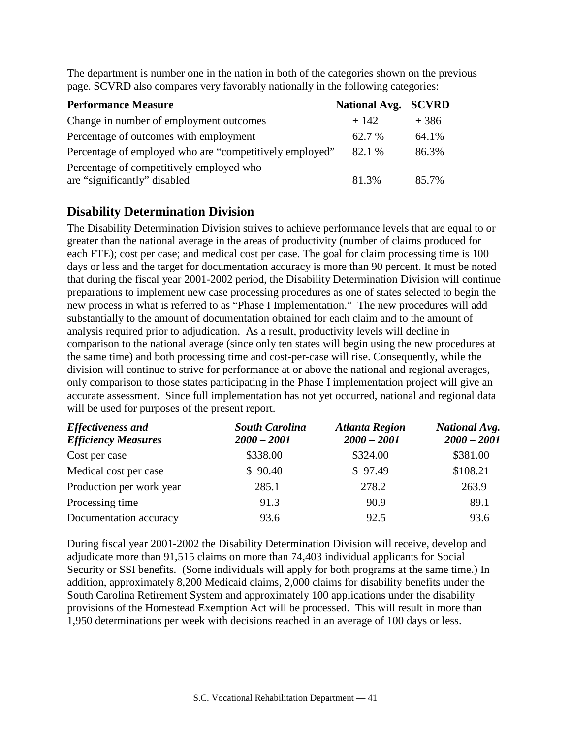The department is number one in the nation in both of the categories shown on the previous page. SCVRD also compares very favorably nationally in the following categories:

| Performance Measure | National Avg. | SCVRD |
|---|---|---|
| Change in number of employment outcomes | + 142 | + 386 |
| Percentage of outcomes with employment | 62.7 % | 64.1% |
| Percentage of employed who are "competitively employed" | 82.1 % | 86.3% |
| Percentage of competitively employed who are "significantly" disabled | 81.3% | 85.7% |

## Disability Determination Division

The Disability Determination Division strives to achieve performance levels that are equal to or greater than the national average in the areas of productivity (number of claims produced for each FTE); cost per case; and medical cost per case. The goal for claim processing time is 100 days or less and the target for documentation accuracy is more than 90 percent. It must be noted that during the fiscal year 2001-2002 period, the Disability Determination Division will continue preparations to implement new case processing procedures as one of states selected to begin the new process in what is referred to as "Phase I Implementation." The new procedures will add substantially to the amount of documentation obtained for each claim and to the amount of analysis required prior to adjudication. As a result, productivity levels will decline in comparison to the national average (since only ten states will begin using the new procedures at the same time) and both processing time and cost-per-case will rise. Consequently, while the division will continue to strive for performance at or above the national and regional averages, only comparison to those states participating in the Phase I implementation project will give an accurate assessment. Since full implementation has not yet occurred, national and regional data will be used for purposes of the present report.

| ***Effectiveness and Efficiency Measures*** | ***South Carolina 2000 – 2001*** | ***Atlanta Region 2000 – 2001*** | ***National Avg. 2000 – 2001*** |
|---|---|---|---|
| Cost per case | $338.00 | $324.00 | $381.00 |
| Medical cost per case | $ 90.40 | $ 97.49 | $108.21 |
| Production per work year | 285.1 | 278.2 | 263.9 |
| Processing time | 91.3 | 90.9 | 89.1 |
| Documentation accuracy | 93.6 | 92.5 | 93.6 |

During fiscal year 2001-2002 the Disability Determination Division will receive, develop and adjudicate more than 91,515 claims on more than 74,403 individual applicants for Social Security or SSI benefits. (Some individuals will apply for both programs at the same time.) In addition, approximately 8,200 Medicaid claims, 2,000 claims for disability benefits under the South Carolina Retirement System and approximately 100 applications under the disability provisions of the Homestead Exemption Act will be processed. This will result in more than 1,950 determinations per week with decisions reached in an average of 100 days or less.